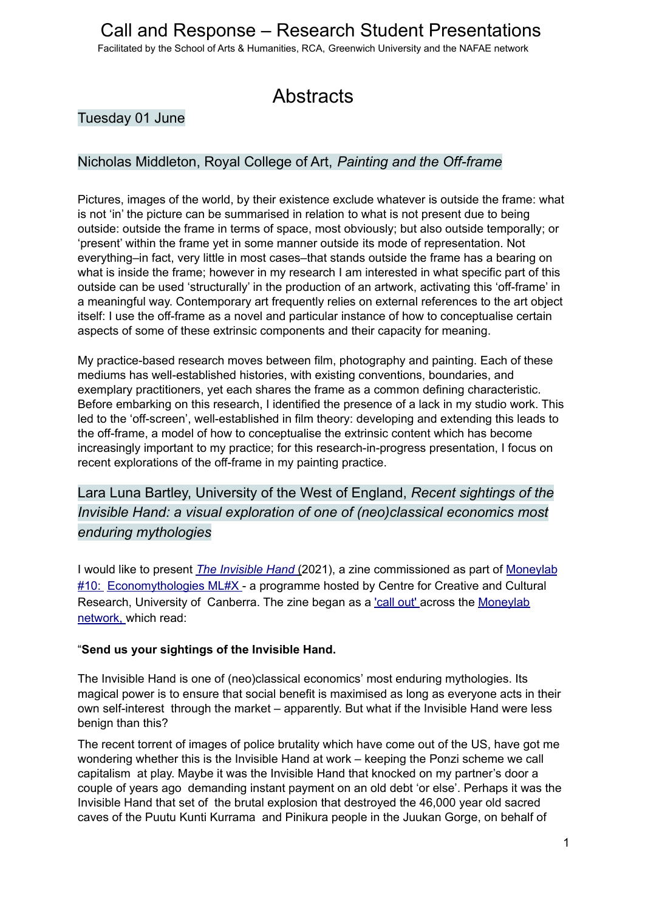# Call and Response – Research Student Presentations

Facilitated by the School of Arts & Humanities, RCA, Greenwich University and the NAFAE network

## Abstracts

### Tuesday 01 June

### Nicholas Middleton, Royal College of Art, *Painting and the Off-frame*

Pictures, images of the world, by their existence exclude whatever is outside the frame: what is not 'in' the picture can be summarised in relation to what is not present due to being outside: outside the frame in terms of space, most obviously; but also outside temporally; or 'present' within the frame yet in some manner outside its mode of representation. Not everything–in fact, very little in most cases–that stands outside the frame has a bearing on what is inside the frame; however in my research I am interested in what specific part of this outside can be used 'structurally' in the production of an artwork, activating this 'off-frame' in a meaningful way. Contemporary art frequently relies on external references to the art object itself: I use the off-frame as a novel and particular instance of how to conceptualise certain aspects of some of these extrinsic components and their capacity for meaning.

My practice-based research moves between film, photography and painting. Each of these mediums has well-established histories, with existing conventions, boundaries, and exemplary practitioners, yet each shares the frame as a common defining characteristic. Before embarking on this research, I identified the presence of a lack in my studio work. This led to the 'off-screen', well-established in film theory: developing and extending this leads to the off-frame, a model of how to conceptualise the extrinsic content which has become increasingly important to my practice; for this research-in-progress presentation, I focus on recent explorations of the off-frame in my painting practice.

### Lara Luna Bartley, University of the West of England, *Recent sightings of the Invisible Hand: a visual exploration of one of (neo)classical economics most enduring mythologies*

I would like to present *The Invisible Hand* (2021), a zine commissioned as part of Moneylab #10: Economythologies ML#X - a programme hosted by Centre for Creative and Cultural Research, University of Canberra. The zine began as a 'call out' across the Moneylab network, which read:

"**Send us your sightings of the Invisible Hand.**

The Invisible Hand is one of (neo)classical economics' most enduring mythologies. Its magical power is to ensure that social benefit is maximised as long as everyone acts in their own self-interest through the market – apparently. But what if the Invisible Hand were less benign than this?

The recent torrent of images of police brutality which have come out of the US, have got me wondering whether this is the Invisible Hand at work – keeping the Ponzi scheme we call capitalism at play. Maybe it was the Invisible Hand that knocked on my partner's door a couple of years ago demanding instant payment on an old debt 'or else'. Perhaps it was the Invisible Hand that set of the brutal explosion that destroyed the 46,000 year old sacred caves of the Puutu Kunti Kurrama and Pinikura people in the Juukan Gorge, on behalf of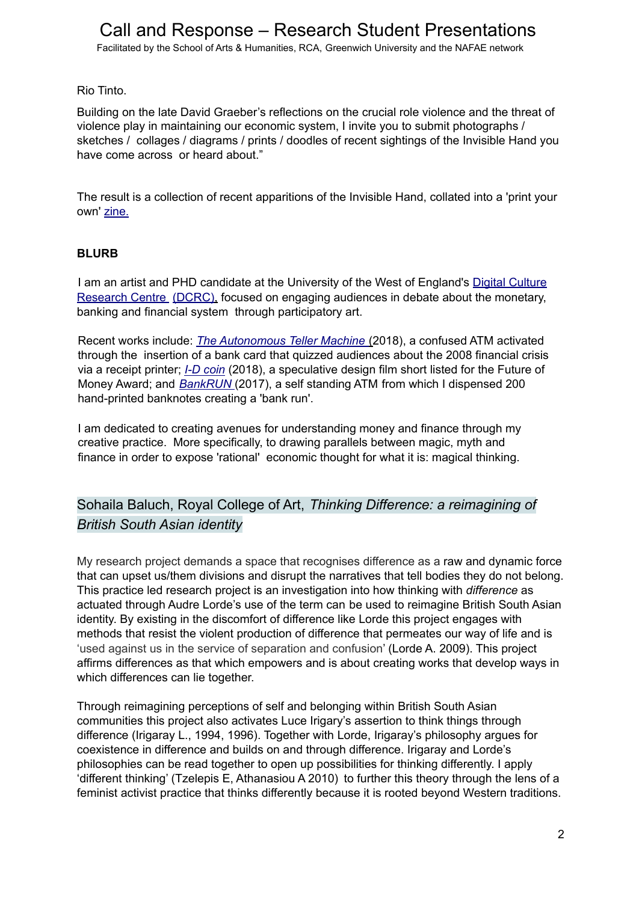Rio Tinto.

Building on the late David Graeber's reflections on the crucial role violence and the threat of violence play in maintaining our economic system, I invite you to submit photographs / sketches / collages / diagrams / prints / doodles of recent sightings of the Invisible Hand you have come across or heard about."

The result is a collection of recent apparitions of the Invisible Hand, collated into a 'print your own' zine.

**BLURB**

I am an artist and PHD candidate at the University of the West of England's Digital Culture Research Centre (DCRC), focused on engaging audiences in debate about the monetary, banking and financial system through participatory art.

Recent works include: *The Autonomous Teller Machine* (2018), a confused ATM activated through the insertion of a bank card that quizzed audiences about the 2008 financial crisis via a receipt printer; *I-D coin* (2018), a speculative design film short listed for the Future of Money Award; and *BankRUN* (2017), a self standing ATM from which I dispensed 200 hand-printed banknotes creating a 'bank run'.

I am dedicated to creating avenues for understanding money and finance through my creative practice. More specifically, to drawing parallels between magic, myth and finance in order to expose 'rational' economic thought for what it is: magical thinking.

## Sohaila Baluch, Royal College of Art, *Thinking Difference: a reimagining of British South Asian identity*

My research project demands a space that recognises difference as a raw and dynamic force that can upset us/them divisions and disrupt the narratives that tell bodies they do not belong. This practice led research project is an investigation into how thinking with *difference* as actuated through Audre Lorde's use of the term can be used to reimagine British South Asian identity. By existing in the discomfort of difference like Lorde this project engages with methods that resist the violent production of difference that permeates our way of life and is 'used against us in the service of separation and confusion' (Lorde A. 2009). This project affirms differences as that which empowers and is about creating works that develop ways in which differences can lie together.

Through reimagining perceptions of self and belonging within British South Asian communities this project also activates Luce Irigary's assertion to think things through difference (Irigaray L., 1994, 1996). Together with Lorde, Irigaray's philosophy argues for coexistence in difference and builds on and through difference. Irigaray and Lorde's philosophies can be read together to open up possibilities for thinking differently. I apply 'different thinking' (Tzelepis E, Athanasiou A 2010) to further this theory through the lens of a feminist activist practice that thinks differently because it is rooted beyond Western traditions.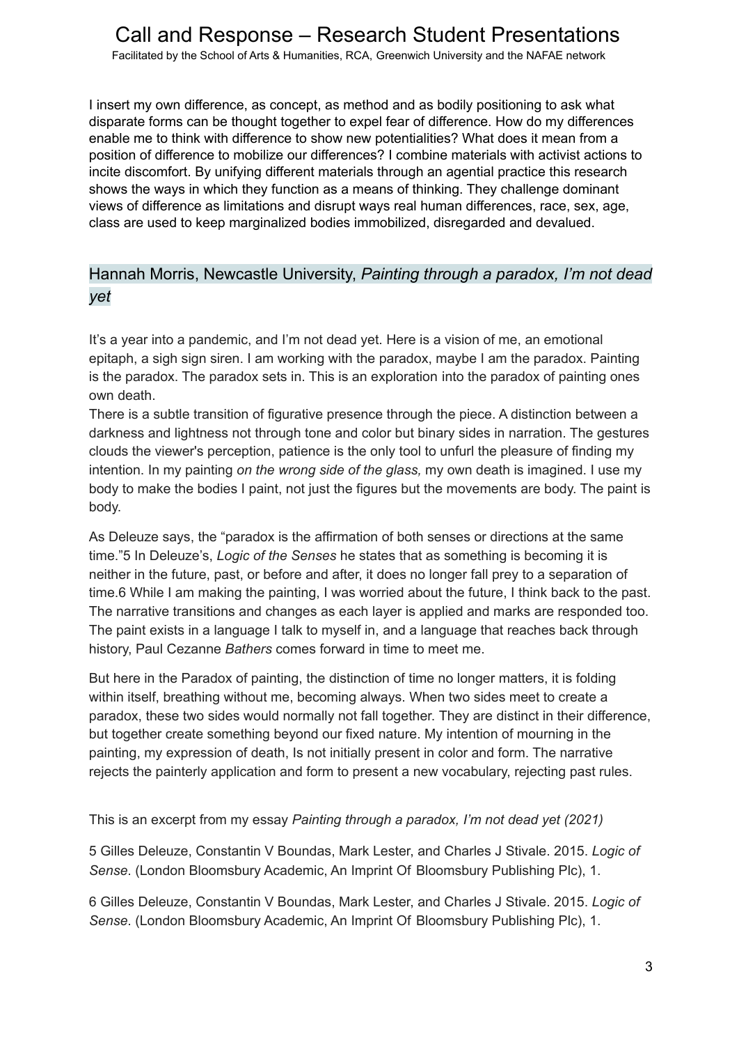I insert my own difference, as concept, as method and as bodily positioning to ask what disparate forms can be thought together to expel fear of difference. How do my differences enable me to think with difference to show new potentialities? What does it mean from a position of difference to mobilize our differences? I combine materials with activist actions to incite discomfort. By unifying different materials through an agential practice this research shows the ways in which they function as a means of thinking. They challenge dominant views of difference as limitations and disrupt ways real human differences, race, sex, age, class are used to keep marginalized bodies immobilized, disregarded and devalued.

## Hannah Morris, Newcastle University, *Painting through a paradox, I'm not dead yet*

It's a year into a pandemic, and I'm not dead yet. Here is a vision of me, an emotional epitaph, a sigh sign siren. I am working with the paradox, maybe I am the paradox. Painting is the paradox. The paradox sets in. This is an exploration into the paradox of painting ones own death.

There is a subtle transition of figurative presence through the piece. A distinction between a darkness and lightness not through tone and color but binary sides in narration. The gestures clouds the viewer's perception, patience is the only tool to unfurl the pleasure of finding my intention. In my painting *on the wrong side of the glass,* my own death is imagined. I use my body to make the bodies I paint, not just the figures but the movements are body. The paint is body.

As Deleuze says, the "paradox is the affirmation of both senses or directions at the same time."5 In Deleuze's, *Logic of the Senses* he states that as something is becoming it is neither in the future, past, or before and after, it does no longer fall prey to a separation of time.6 While I am making the painting, I was worried about the future, I think back to the past. The narrative transitions and changes as each layer is applied and marks are responded too. The paint exists in a language I talk to myself in, and a language that reaches back through history, Paul Cezanne *Bathers* comes forward in time to meet me.

But here in the Paradox of painting, the distinction of time no longer matters, it is folding within itself, breathing without me, becoming always. When two sides meet to create a paradox, these two sides would normally not fall together. They are distinct in their difference, but together create something beyond our fixed nature. My intention of mourning in the painting, my expression of death, Is not initially present in color and form. The narrative rejects the painterly application and form to present a new vocabulary, rejecting past rules.

This is an excerpt from my essay *Painting through a paradox, I'm not dead yet (2021)*

5 Gilles Deleuze, Constantin V Boundas, Mark Lester, and Charles J Stivale. 2015. *Logic of Sense*. (London Bloomsbury Academic, An Imprint Of Bloomsbury Publishing Plc), 1.

6 Gilles Deleuze, Constantin V Boundas, Mark Lester, and Charles J Stivale. 2015. *Logic of Sense*. (London Bloomsbury Academic, An Imprint Of Bloomsbury Publishing Plc), 1.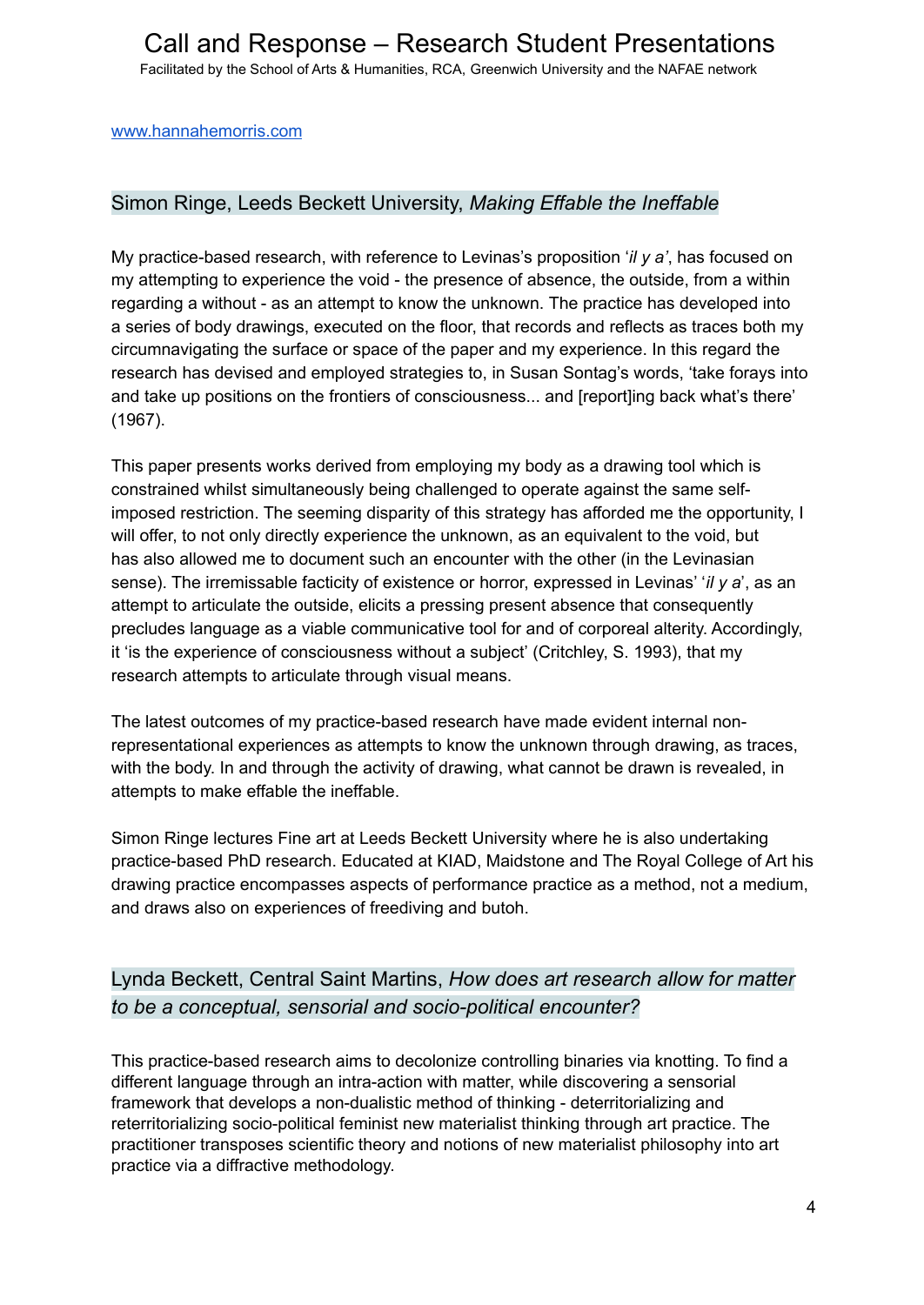www.hannahemorris.com

## Simon Ringe, Leeds Beckett University, *Making Effable the Ineffable*

My practice-based research, with reference to Levinas's proposition '*il y a'*, has focused on my attempting to experience the void - the presence of absence, the outside, from a within regarding a without - as an attempt to know the unknown. The practice has developed into a series of body drawings, executed on the floor, that records and reflects as traces both my circumnavigating the surface or space of the paper and my experience. In this regard the research has devised and employed strategies to, in Susan Sontag's words, 'take forays into and take up positions on the frontiers of consciousness... and [report]ing back what's there' (1967).

This paper presents works derived from employing my body as a drawing tool which is constrained whilst simultaneously being challenged to operate against the same self-imposed restriction. The seeming disparity of this strategy has afforded me the opportunity, I will offer, to not only directly experience the unknown, as an equivalent to the void, but has also allowed me to document such an encounter with the other (in the Levinasian sense). The irremissable facticity of existence or horror, expressed in Levinas' '*il y a*', as an attempt to articulate the outside, elicits a pressing present absence that consequently precludes language as a viable communicative tool for and of corporeal alterity. Accordingly, it 'is the experience of consciousness without a subject' (Critchley, S. 1993), that my research attempts to articulate through visual means.

The latest outcomes of my practice-based research have made evident internal non-representational experiences as attempts to know the unknown through drawing, as traces, with the body. In and through the activity of drawing, what cannot be drawn is revealed, in attempts to make effable the ineffable.

Simon Ringe lectures Fine art at Leeds Beckett University where he is also undertaking practice-based PhD research. Educated at KIAD, Maidstone and The Royal College of Art his drawing practice encompasses aspects of performance practice as a method, not a medium, and draws also on experiences of freediving and butoh.

## Lynda Beckett, Central Saint Martins, *How does art research allow for matter to be a conceptual, sensorial and socio-political encounter?*

This practice-based research aims to decolonize controlling binaries via knotting. To find a different language through an intra-action with matter, while discovering a sensorial framework that develops a non-dualistic method of thinking - deterritorializing and reterritorializing socio-political feminist new materialist thinking through art practice. The practitioner transposes scientific theory and notions of new materialist philosophy into art practice via a diffractive methodology.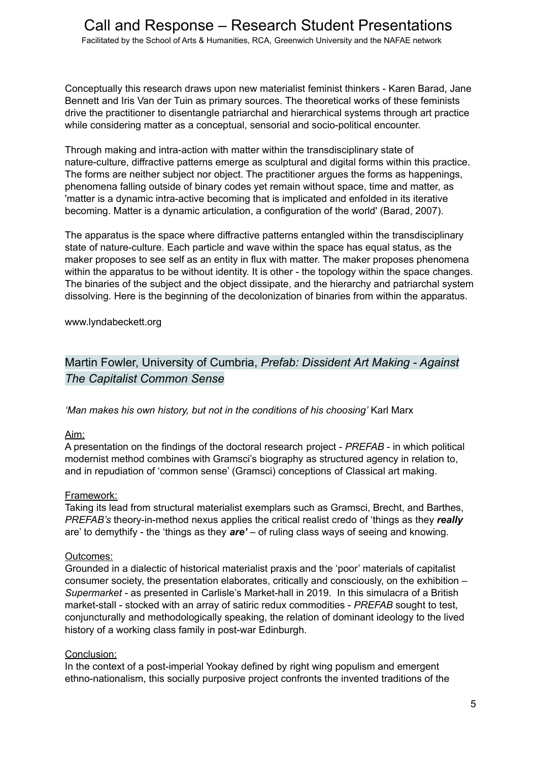Conceptually this research draws upon new materialist feminist thinkers - Karen Barad, Jane Bennett and Iris Van der Tuin as primary sources. The theoretical works of these feminists drive the practitioner to disentangle patriarchal and hierarchical systems through art practice while considering matter as a conceptual, sensorial and socio-political encounter.

Through making and intra-action with matter within the transdisciplinary state of nature-culture, diffractive patterns emerge as sculptural and digital forms within this practice. The forms are neither subject nor object. The practitioner argues the forms as happenings, phenomena falling outside of binary codes yet remain without space, time and matter, as 'matter is a dynamic intra-active becoming that is implicated and enfolded in its iterative becoming. Matter is a dynamic articulation, a configuration of the world' (Barad, 2007).

The apparatus is the space where diffractive patterns entangled within the transdisciplinary state of nature-culture. Each particle and wave within the space has equal status, as the maker proposes to see self as an entity in flux with matter. The maker proposes phenomena within the apparatus to be without identity. It is other - the topology within the space changes. The binaries of the subject and the object dissipate, and the hierarchy and patriarchal system dissolving. Here is the beginning of the decolonization of binaries from within the apparatus.

www.lyndabeckett.org

## Martin Fowler, University of Cumbria, *Prefab: Dissident Art Making - Against The Capitalist Common Sense*

*'Man makes his own history, but not in the conditions of his choosing'* Karl Marx

Aim:
A presentation on the findings of the doctoral research project - *PREFAB* - in which political modernist method combines with Gramsci's biography as structured agency in relation to, and in repudiation of 'common sense' (Gramsci) conceptions of Classical art making.

Framework:
Taking its lead from structural materialist exemplars such as Gramsci, Brecht, and Barthes, *PREFAB's* theory-in-method nexus applies the critical realist credo of 'things as they ***really*** are' to demythify - the 'things as they ***are'*** – of ruling class ways of seeing and knowing.

Outcomes:
Grounded in a dialectic of historical materialist praxis and the 'poor' materials of capitalist consumer society, the presentation elaborates, critically and consciously, on the exhibition – *Supermarket* - as presented in Carlisle's Market-hall in 2019. In this simulacra of a British market-stall - stocked with an array of satiric redux commodities - *PREFAB* sought to test, conjuncturally and methodologically speaking, the relation of dominant ideology to the lived history of a working class family in post-war Edinburgh.

Conclusion:
In the context of a post-imperial Yookay defined by right wing populism and emergent ethno-nationalism, this socially purposive project confronts the invented traditions of the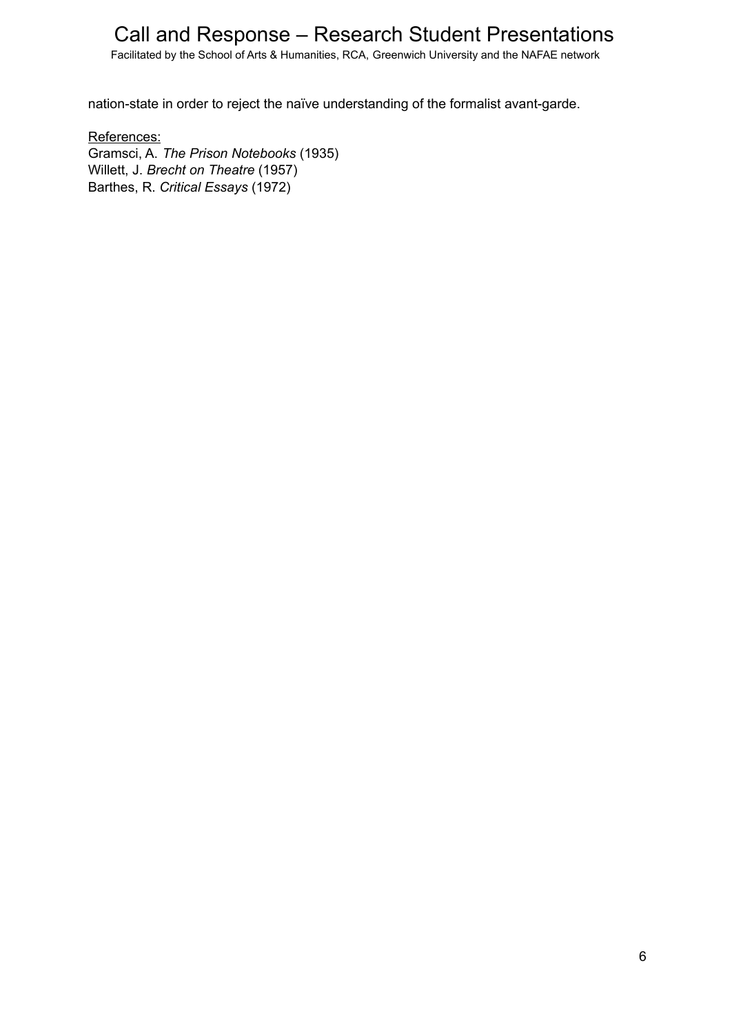nation-state in order to reject the naïve understanding of the formalist avant-garde.

References:
Gramsci, A. *The Prison Notebooks* (1935)
Willett, J. *Brecht on Theatre* (1957)
Barthes, R. *Critical Essays* (1972)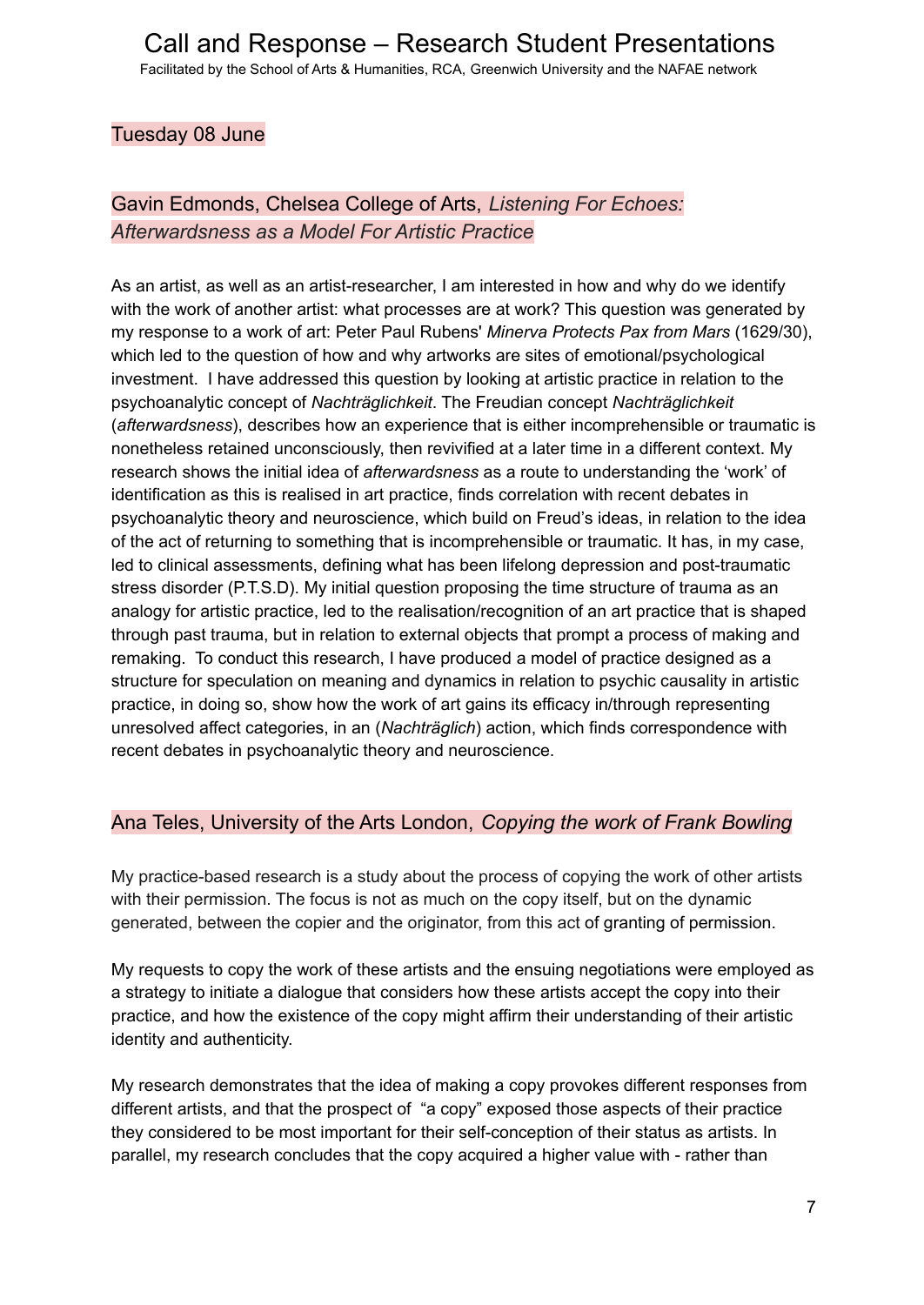## Tuesday 08 June

### Gavin Edmonds, Chelsea College of Arts, *Listening For Echoes: Afterwardsness as a Model For Artistic Practice*

As an artist, as well as an artist-researcher, I am interested in how and why do we identify with the work of another artist: what processes are at work? This question was generated by my response to a work of art: Peter Paul Rubens' *Minerva Protects Pax from Mars* (1629/30), which led to the question of how and why artworks are sites of emotional/psychological investment. I have addressed this question by looking at artistic practice in relation to the psychoanalytic concept of *Nachträglichkeit*. The Freudian concept *Nachträglichkeit* (*afterwardsness*), describes how an experience that is either incomprehensible or traumatic is nonetheless retained unconsciously, then revivified at a later time in a different context. My research shows the initial idea of *afterwardsness* as a route to understanding the 'work' of identification as this is realised in art practice, finds correlation with recent debates in psychoanalytic theory and neuroscience, which build on Freud's ideas, in relation to the idea of the act of returning to something that is incomprehensible or traumatic. It has, in my case, led to clinical assessments, defining what has been lifelong depression and post-traumatic stress disorder (P.T.S.D). My initial question proposing the time structure of trauma as an analogy for artistic practice, led to the realisation/recognition of an art practice that is shaped through past trauma, but in relation to external objects that prompt a process of making and remaking. To conduct this research, I have produced a model of practice designed as a structure for speculation on meaning and dynamics in relation to psychic causality in artistic practice, in doing so, show how the work of art gains its efficacy in/through representing unresolved affect categories, in an (*Nachträglich*) action, which finds correspondence with recent debates in psychoanalytic theory and neuroscience.

### Ana Teles, University of the Arts London, *Copying the work of Frank Bowling*

My practice-based research is a study about the process of copying the work of other artists with their permission. The focus is not as much on the copy itself, but on the dynamic generated, between the copier and the originator, from this act of granting of permission.

My requests to copy the work of these artists and the ensuing negotiations were employed as a strategy to initiate a dialogue that considers how these artists accept the copy into their practice, and how the existence of the copy might affirm their understanding of their artistic identity and authenticity.

My research demonstrates that the idea of making a copy provokes different responses from different artists, and that the prospect of "a copy" exposed those aspects of their practice they considered to be most important for their self-conception of their status as artists. In parallel, my research concludes that the copy acquired a higher value with - rather than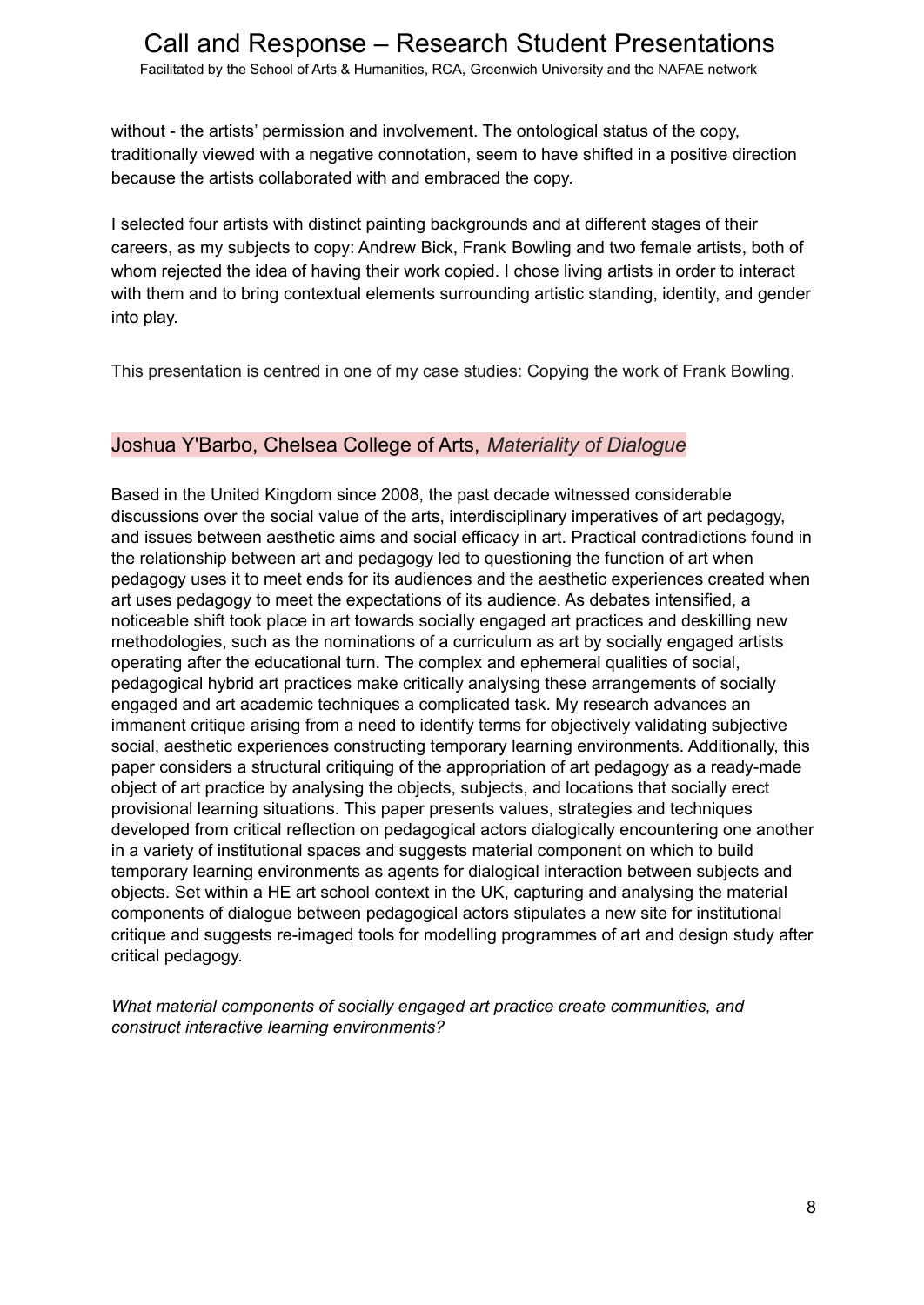without - the artists' permission and involvement. The ontological status of the copy, traditionally viewed with a negative connotation, seem to have shifted in a positive direction because the artists collaborated with and embraced the copy.

I selected four artists with distinct painting backgrounds and at different stages of their careers, as my subjects to copy: Andrew Bick, Frank Bowling and two female artists, both of whom rejected the idea of having their work copied. I chose living artists in order to interact with them and to bring contextual elements surrounding artistic standing, identity, and gender into play.

This presentation is centred in one of my case studies: Copying the work of Frank Bowling.

## Joshua Y'Barbo, Chelsea College of Arts, *Materiality of Dialogue*

Based in the United Kingdom since 2008, the past decade witnessed considerable discussions over the social value of the arts, interdisciplinary imperatives of art pedagogy, and issues between aesthetic aims and social efficacy in art. Practical contradictions found in the relationship between art and pedagogy led to questioning the function of art when pedagogy uses it to meet ends for its audiences and the aesthetic experiences created when art uses pedagogy to meet the expectations of its audience. As debates intensified, a noticeable shift took place in art towards socially engaged art practices and deskilling new methodologies, such as the nominations of a curriculum as art by socially engaged artists operating after the educational turn. The complex and ephemeral qualities of social, pedagogical hybrid art practices make critically analysing these arrangements of socially engaged and art academic techniques a complicated task. My research advances an immanent critique arising from a need to identify terms for objectively validating subjective social, aesthetic experiences constructing temporary learning environments. Additionally, this paper considers a structural critiquing of the appropriation of art pedagogy as a ready-made object of art practice by analysing the objects, subjects, and locations that socially erect provisional learning situations. This paper presents values, strategies and techniques developed from critical reflection on pedagogical actors dialogically encountering one another in a variety of institutional spaces and suggests material component on which to build temporary learning environments as agents for dialogical interaction between subjects and objects. Set within a HE art school context in the UK, capturing and analysing the material components of dialogue between pedagogical actors stipulates a new site for institutional critique and suggests re-imaged tools for modelling programmes of art and design study after critical pedagogy.

*What material components of socially engaged art practice create communities, and construct interactive learning environments?*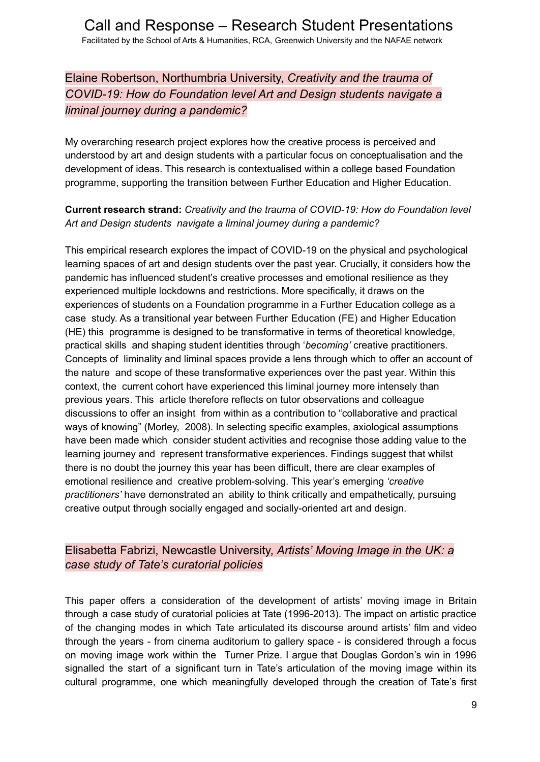## Elaine Robertson, Northumbria University, *Creativity and the trauma of COVID-19: How do Foundation level Art and Design students navigate a liminal journey during a pandemic?*

My overarching research project explores how the creative process is perceived and understood by art and design students with a particular focus on conceptualisation and the development of ideas. This research is contextualised within a college based Foundation programme, supporting the transition between Further Education and Higher Education.

**Current research strand:** *Creativity and the trauma of COVID-19: How do Foundation level Art and Design students navigate a liminal journey during a pandemic?*

This empirical research explores the impact of COVID-19 on the physical and psychological learning spaces of art and design students over the past year. Crucially, it considers how the pandemic has influenced student's creative processes and emotional resilience as they experienced multiple lockdowns and restrictions. More specifically, it draws on the experiences of students on a Foundation programme in a Further Education college as a case study. As a transitional year between Further Education (FE) and Higher Education (HE) this programme is designed to be transformative in terms of theoretical knowledge, practical skills and shaping student identities through '*becoming'* creative practitioners. Concepts of liminality and liminal spaces provide a lens through which to offer an account of the nature and scope of these transformative experiences over the past year. Within this context, the current cohort have experienced this liminal journey more intensely than previous years. This article therefore reflects on tutor observations and colleague discussions to offer an insight from within as a contribution to "collaborative and practical ways of knowing" (Morley, 2008). In selecting specific examples, axiological assumptions have been made which consider student activities and recognise those adding value to the learning journey and represent transformative experiences. Findings suggest that whilst there is no doubt the journey this year has been difficult, there are clear examples of emotional resilience and creative problem-solving. This year's emerging *'creative practitioners'* have demonstrated an ability to think critically and empathetically, pursuing creative output through socially engaged and socially-oriented art and design.

## Elisabetta Fabrizi, Newcastle University, *Artists' Moving Image in the UK: a case study of Tate's curatorial policies*

This paper offers a consideration of the development of artists' moving image in Britain through a case study of curatorial policies at Tate (1996-2013). The impact on artistic practice of the changing modes in which Tate articulated its discourse around artists' film and video through the years - from cinema auditorium to gallery space - is considered through a focus on moving image work within the Turner Prize. I argue that Douglas Gordon's win in 1996 signalled the start of a significant turn in Tate's articulation of the moving image within its cultural programme, one which meaningfully developed through the creation of Tate's first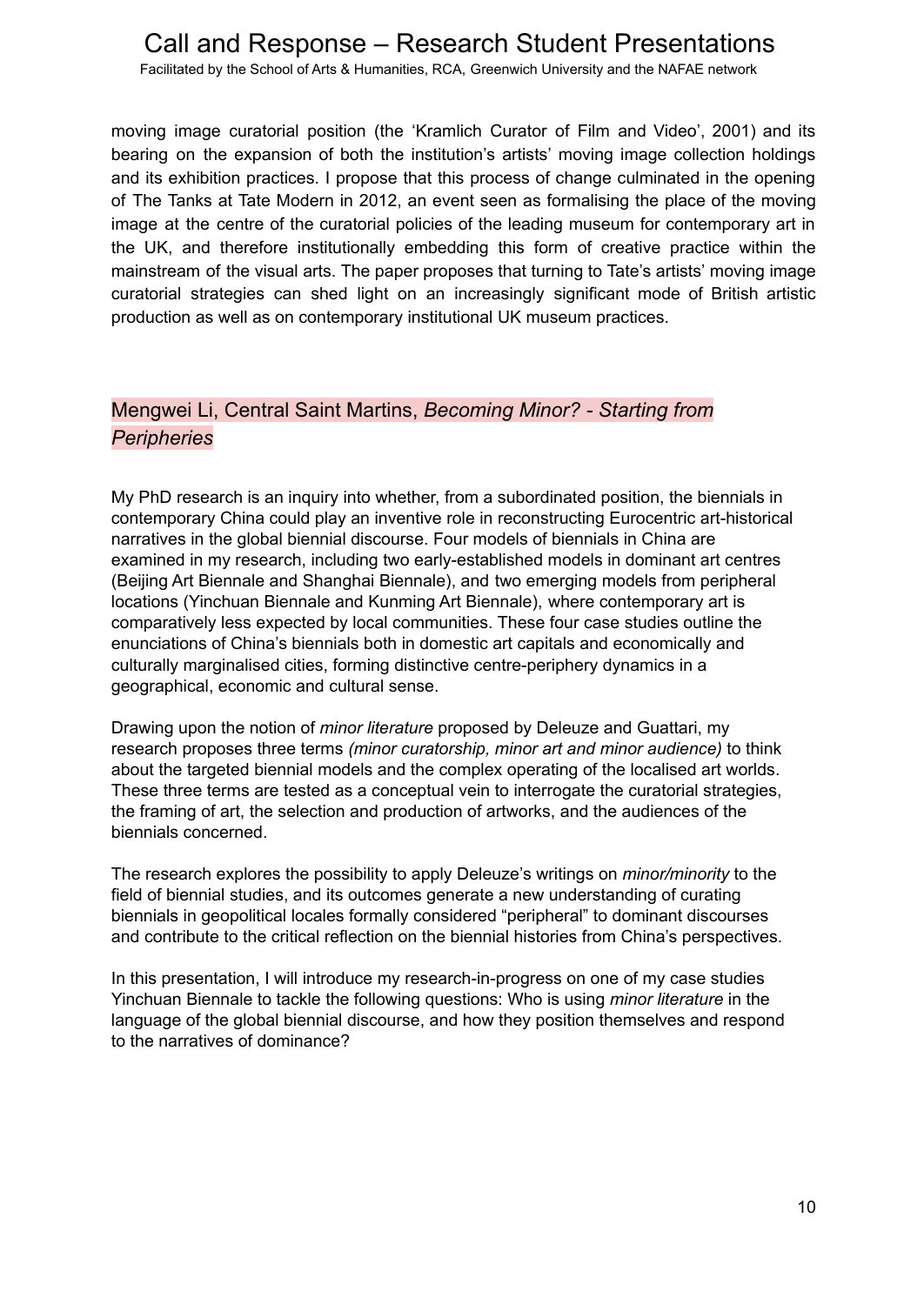moving image curatorial position (the 'Kramlich Curator of Film and Video', 2001) and its bearing on the expansion of both the institution's artists' moving image collection holdings and its exhibition practices. I propose that this process of change culminated in the opening of The Tanks at Tate Modern in 2012, an event seen as formalising the place of the moving image at the centre of the curatorial policies of the leading museum for contemporary art in the UK, and therefore institutionally embedding this form of creative practice within the mainstream of the visual arts. The paper proposes that turning to Tate's artists' moving image curatorial strategies can shed light on an increasingly significant mode of British artistic production as well as on contemporary institutional UK museum practices.

## Mengwei Li, Central Saint Martins, *Becoming Minor? - Starting from Peripheries*

My PhD research is an inquiry into whether, from a subordinated position, the biennials in contemporary China could play an inventive role in reconstructing Eurocentric art-historical narratives in the global biennial discourse. Four models of biennials in China are examined in my research, including two early-established models in dominant art centres (Beijing Art Biennale and Shanghai Biennale), and two emerging models from peripheral locations (Yinchuan Biennale and Kunming Art Biennale), where contemporary art is comparatively less expected by local communities. These four case studies outline the enunciations of China's biennials both in domestic art capitals and economically and culturally marginalised cities, forming distinctive centre-periphery dynamics in a geographical, economic and cultural sense.

Drawing upon the notion of *minor literature* proposed by Deleuze and Guattari, my research proposes three terms *(minor curatorship, minor art and minor audience)* to think about the targeted biennial models and the complex operating of the localised art worlds. These three terms are tested as a conceptual vein to interrogate the curatorial strategies, the framing of art, the selection and production of artworks, and the audiences of the biennials concerned.

The research explores the possibility to apply Deleuze's writings on *minor/minority* to the field of biennial studies, and its outcomes generate a new understanding of curating biennials in geopolitical locales formally considered "peripheral" to dominant discourses and contribute to the critical reflection on the biennial histories from China's perspectives.

In this presentation, I will introduce my research-in-progress on one of my case studies Yinchuan Biennale to tackle the following questions: Who is using *minor literature* in the language of the global biennial discourse, and how they position themselves and respond to the narratives of dominance?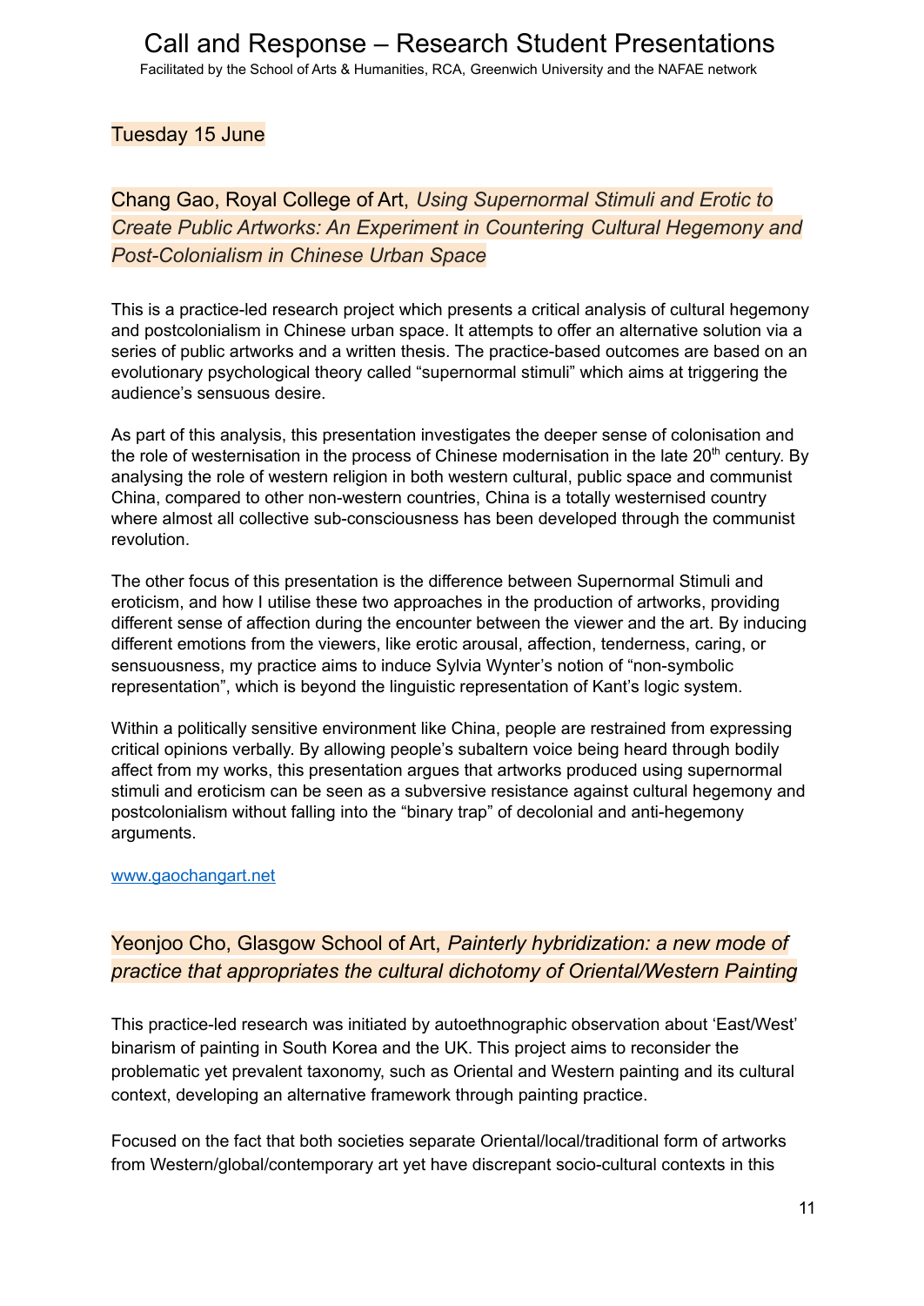Tuesday 15 June

## Chang Gao, Royal College of Art, *Using Supernormal Stimuli and Erotic to Create Public Artworks: An Experiment in Countering Cultural Hegemony and Post-Colonialism in Chinese Urban Space*

This is a practice-led research project which presents a critical analysis of cultural hegemony and postcolonialism in Chinese urban space. It attempts to offer an alternative solution via a series of public artworks and a written thesis. The practice-based outcomes are based on an evolutionary psychological theory called "supernormal stimuli" which aims at triggering the audience's sensuous desire.

As part of this analysis, this presentation investigates the deeper sense of colonisation and the role of westernisation in the process of Chinese modernisation in the late 20th century. By analysing the role of western religion in both western cultural, public space and communist China, compared to other non-western countries, China is a totally westernised country where almost all collective sub-consciousness has been developed through the communist revolution.

The other focus of this presentation is the difference between Supernormal Stimuli and eroticism, and how I utilise these two approaches in the production of artworks, providing different sense of affection during the encounter between the viewer and the art. By inducing different emotions from the viewers, like erotic arousal, affection, tenderness, caring, or sensuousness, my practice aims to induce Sylvia Wynter's notion of "non-symbolic representation", which is beyond the linguistic representation of Kant's logic system.

Within a politically sensitive environment like China, people are restrained from expressing critical opinions verbally. By allowing people's subaltern voice being heard through bodily affect from my works, this presentation argues that artworks produced using supernormal stimuli and eroticism can be seen as a subversive resistance against cultural hegemony and postcolonialism without falling into the "binary trap" of decolonial and anti-hegemony arguments.

www.gaochangart.net

## Yeonjoo Cho, Glasgow School of Art, *Painterly hybridization: a new mode of practice that appropriates the cultural dichotomy of Oriental/Western Painting*

This practice-led research was initiated by autoethnographic observation about 'East/West' binarism of painting in South Korea and the UK. This project aims to reconsider the problematic yet prevalent taxonomy, such as Oriental and Western painting and its cultural context, developing an alternative framework through painting practice.

Focused on the fact that both societies separate Oriental/local/traditional form of artworks from Western/global/contemporary art yet have discrepant socio-cultural contexts in this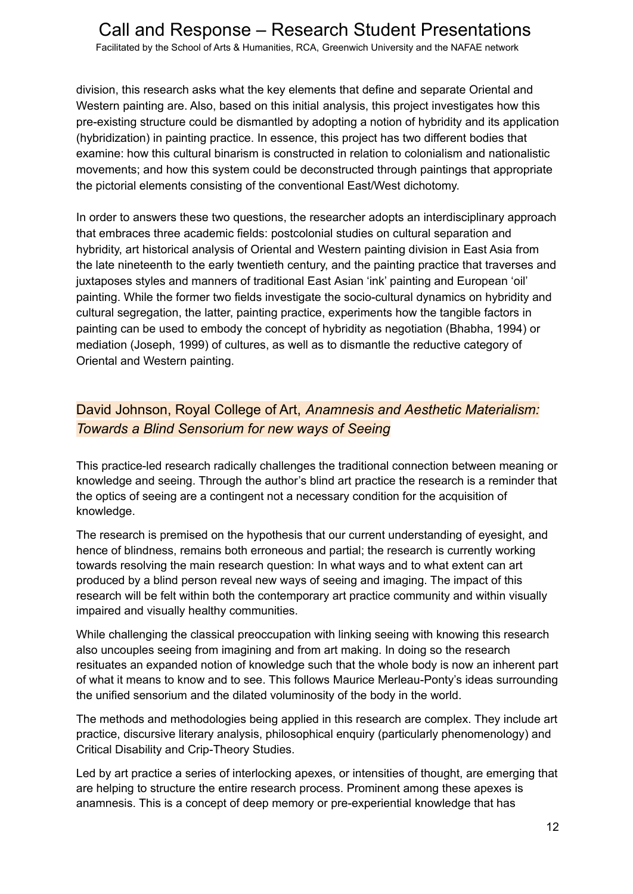division, this research asks what the key elements that define and separate Oriental and Western painting are. Also, based on this initial analysis, this project investigates how this pre-existing structure could be dismantled by adopting a notion of hybridity and its application (hybridization) in painting practice. In essence, this project has two different bodies that examine: how this cultural binarism is constructed in relation to colonialism and nationalistic movements; and how this system could be deconstructed through paintings that appropriate the pictorial elements consisting of the conventional East/West dichotomy.

In order to answers these two questions, the researcher adopts an interdisciplinary approach that embraces three academic fields: postcolonial studies on cultural separation and hybridity, art historical analysis of Oriental and Western painting division in East Asia from the late nineteenth to the early twentieth century, and the painting practice that traverses and juxtaposes styles and manners of traditional East Asian 'ink' painting and European 'oil' painting. While the former two fields investigate the socio-cultural dynamics on hybridity and cultural segregation, the latter, painting practice, experiments how the tangible factors in painting can be used to embody the concept of hybridity as negotiation (Bhabha, 1994) or mediation (Joseph, 1999) of cultures, as well as to dismantle the reductive category of Oriental and Western painting.

## David Johnson, Royal College of Art, *Anamnesis and Aesthetic Materialism: Towards a Blind Sensorium for new ways of Seeing*

This practice-led research radically challenges the traditional connection between meaning or knowledge and seeing. Through the author's blind art practice the research is a reminder that the optics of seeing are a contingent not a necessary condition for the acquisition of knowledge.

The research is premised on the hypothesis that our current understanding of eyesight, and hence of blindness, remains both erroneous and partial; the research is currently working towards resolving the main research question: In what ways and to what extent can art produced by a blind person reveal new ways of seeing and imaging. The impact of this research will be felt within both the contemporary art practice community and within visually impaired and visually healthy communities.

While challenging the classical preoccupation with linking seeing with knowing this research also uncouples seeing from imagining and from art making. In doing so the research resituates an expanded notion of knowledge such that the whole body is now an inherent part of what it means to know and to see. This follows Maurice Merleau-Ponty's ideas surrounding the unified sensorium and the dilated voluminosity of the body in the world.

The methods and methodologies being applied in this research are complex. They include art practice, discursive literary analysis, philosophical enquiry (particularly phenomenology) and Critical Disability and Crip-Theory Studies.

Led by art practice a series of interlocking apexes, or intensities of thought, are emerging that are helping to structure the entire research process. Prominent among these apexes is anamnesis. This is a concept of deep memory or pre-experiential knowledge that has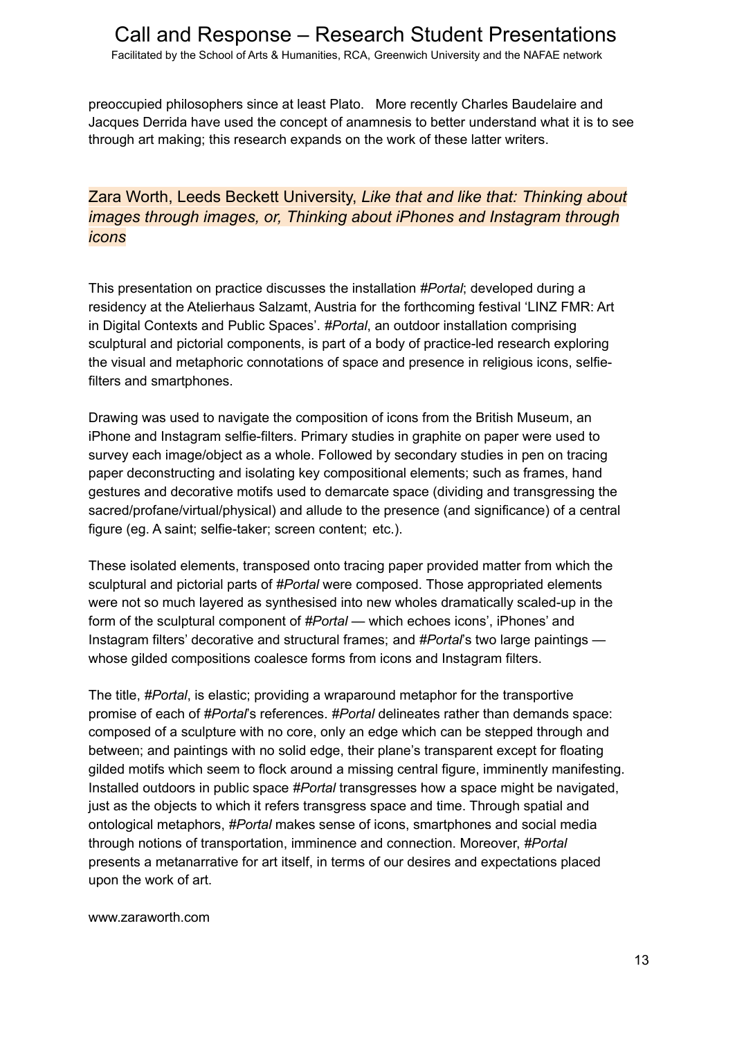preoccupied philosophers since at least Plato. More recently Charles Baudelaire and Jacques Derrida have used the concept of anamnesis to better understand what it is to see through art making; this research expands on the work of these latter writers.

## Zara Worth, Leeds Beckett University, *Like that and like that: Thinking about images through images, or, Thinking about iPhones and Instagram through icons*

This presentation on practice discusses the installation #*Portal*; developed during a residency at the Atelierhaus Salzamt, Austria for the forthcoming festival 'LINZ FMR: Art in Digital Contexts and Public Spaces'. #*Portal*, an outdoor installation comprising sculptural and pictorial components, is part of a body of practice-led research exploring the visual and metaphoric connotations of space and presence in religious icons, selfie-filters and smartphones.

Drawing was used to navigate the composition of icons from the British Museum, an iPhone and Instagram selfie-filters. Primary studies in graphite on paper were used to survey each image/object as a whole. Followed by secondary studies in pen on tracing paper deconstructing and isolating key compositional elements; such as frames, hand gestures and decorative motifs used to demarcate space (dividing and transgressing the sacred/profane/virtual/physical) and allude to the presence (and significance) of a central figure (eg. A saint; selfie-taker; screen content; etc.).

These isolated elements, transposed onto tracing paper provided matter from which the sculptural and pictorial parts of #*Portal* were composed. Those appropriated elements were not so much layered as synthesised into new wholes dramatically scaled-up in the form of the sculptural component of #*Portal* — which echoes icons', iPhones' and Instagram filters' decorative and structural frames; and #*Portal*'s two large paintings — whose gilded compositions coalesce forms from icons and Instagram filters.

The title, #*Portal*, is elastic; providing a wraparound metaphor for the transportive promise of each of #*Portal*'s references. #*Portal* delineates rather than demands space: composed of a sculpture with no core, only an edge which can be stepped through and between; and paintings with no solid edge, their plane's transparent except for floating gilded motifs which seem to flock around a missing central figure, imminently manifesting. Installed outdoors in public space #*Portal* transgresses how a space might be navigated, just as the objects to which it refers transgress space and time. Through spatial and ontological metaphors, #*Portal* makes sense of icons, smartphones and social media through notions of transportation, imminence and connection. Moreover, #*Portal* presents a metanarrative for art itself, in terms of our desires and expectations placed upon the work of art.

www.zaraworth.com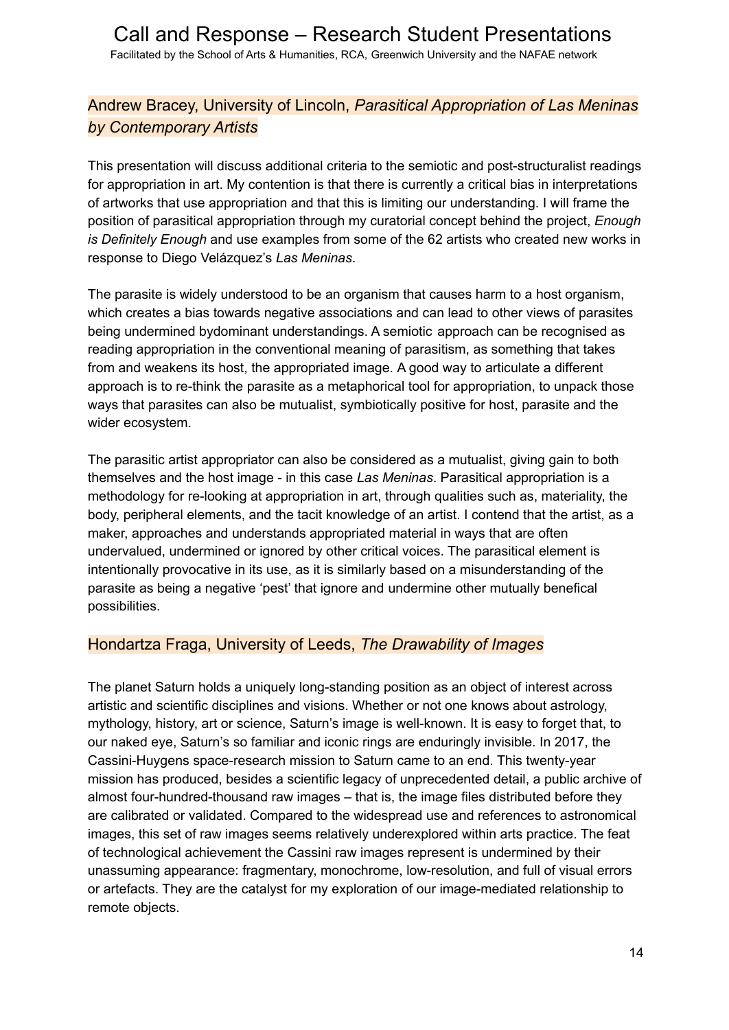## Andrew Bracey, University of Lincoln, *Parasitical Appropriation of Las Meninas by Contemporary Artists*

This presentation will discuss additional criteria to the semiotic and post-structuralist readings for appropriation in art. My contention is that there is currently a critical bias in interpretations of artworks that use appropriation and that this is limiting our understanding. I will frame the position of parasitical appropriation through my curatorial concept behind the project, *Enough is Definitely Enough* and use examples from some of the 62 artists who created new works in response to Diego Velázquez's *Las Meninas*.

The parasite is widely understood to be an organism that causes harm to a host organism, which creates a bias towards negative associations and can lead to other views of parasites being undermined bydominant understandings. A semiotic approach can be recognised as reading appropriation in the conventional meaning of parasitism, as something that takes from and weakens its host, the appropriated image. A good way to articulate a different approach is to re-think the parasite as a metaphorical tool for appropriation, to unpack those ways that parasites can also be mutualist, symbiotically positive for host, parasite and the wider ecosystem.

The parasitic artist appropriator can also be considered as a mutualist, giving gain to both themselves and the host image - in this case *Las Meninas*. Parasitical appropriation is a methodology for re-looking at appropriation in art, through qualities such as, materiality, the body, peripheral elements, and the tacit knowledge of an artist. I contend that the artist, as a maker, approaches and understands appropriated material in ways that are often undervalued, undermined or ignored by other critical voices. The parasitical element is intentionally provocative in its use, as it is similarly based on a misunderstanding of the parasite as being a negative 'pest' that ignore and undermine other mutually benefical possibilities.

## Hondartza Fraga, University of Leeds, *The Drawability of Images*

The planet Saturn holds a uniquely long-standing position as an object of interest across artistic and scientific disciplines and visions. Whether or not one knows about astrology, mythology, history, art or science, Saturn's image is well-known. It is easy to forget that, to our naked eye, Saturn's so familiar and iconic rings are enduringly invisible. In 2017, the Cassini-Huygens space-research mission to Saturn came to an end. This twenty-year mission has produced, besides a scientific legacy of unprecedented detail, a public archive of almost four-hundred-thousand raw images – that is, the image files distributed before they are calibrated or validated. Compared to the widespread use and references to astronomical images, this set of raw images seems relatively underexplored within arts practice. The feat of technological achievement the Cassini raw images represent is undermined by their unassuming appearance: fragmentary, monochrome, low-resolution, and full of visual errors or artefacts. They are the catalyst for my exploration of our image-mediated relationship to remote objects.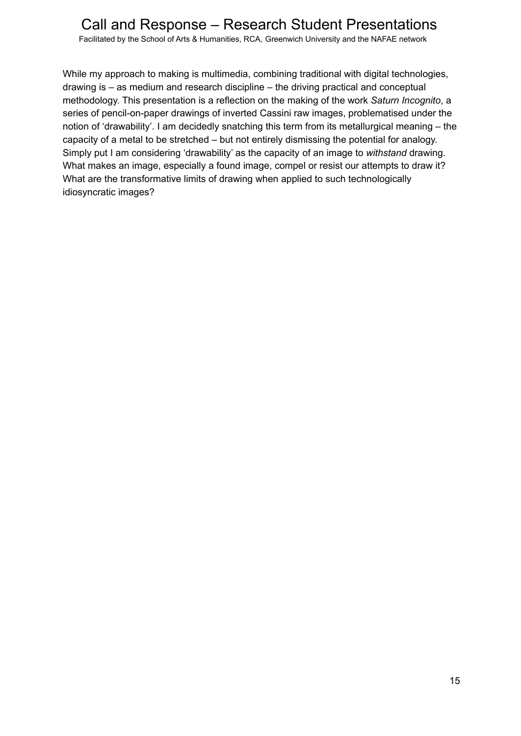While my approach to making is multimedia, combining traditional with digital technologies, drawing is – as medium and research discipline – the driving practical and conceptual methodology. This presentation is a reflection on the making of the work *Saturn Incognito*, a series of pencil-on-paper drawings of inverted Cassini raw images, problematised under the notion of 'drawability'. I am decidedly snatching this term from its metallurgical meaning – the capacity of a metal to be stretched – but not entirely dismissing the potential for analogy. Simply put I am considering 'drawability' as the capacity of an image to *withstand* drawing. What makes an image, especially a found image, compel or resist our attempts to draw it? What are the transformative limits of drawing when applied to such technologically idiosyncratic images?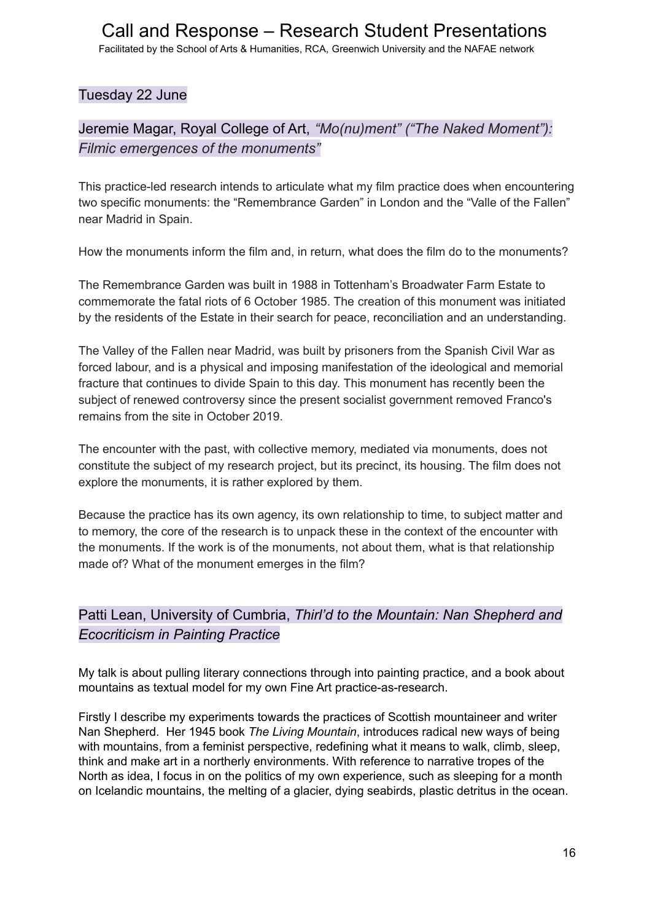## Tuesday 22 June

### Jeremie Magar, Royal College of Art, *"Mo(nu)ment" ("The Naked Moment"): Filmic emergences of the monuments"*

This practice-led research intends to articulate what my film practice does when encountering two specific monuments: the "Remembrance Garden" in London and the "Valle of the Fallen" near Madrid in Spain.

How the monuments inform the film and, in return, what does the film do to the monuments?

The Remembrance Garden was built in 1988 in Tottenham's Broadwater Farm Estate to commemorate the fatal riots of 6 October 1985. The creation of this monument was initiated by the residents of the Estate in their search for peace, reconciliation and an understanding.

The Valley of the Fallen near Madrid, was built by prisoners from the Spanish Civil War as forced labour, and is a physical and imposing manifestation of the ideological and memorial fracture that continues to divide Spain to this day. This monument has recently been the subject of renewed controversy since the present socialist government removed Franco's remains from the site in October 2019.

The encounter with the past, with collective memory, mediated via monuments, does not constitute the subject of my research project, but its precinct, its housing. The film does not explore the monuments, it is rather explored by them.

Because the practice has its own agency, its own relationship to time, to subject matter and to memory, the core of the research is to unpack these in the context of the encounter with the monuments. If the work is of the monuments, not about them, what is that relationship made of? What of the monument emerges in the film?

### Patti Lean, University of Cumbria, *Thirl'd to the Mountain: Nan Shepherd and Ecocriticism in Painting Practice*

My talk is about pulling literary connections through into painting practice, and a book about mountains as textual model for my own Fine Art practice-as-research.

Firstly I describe my experiments towards the practices of Scottish mountaineer and writer Nan Shepherd. Her 1945 book *The Living Mountain*, introduces radical new ways of being with mountains, from a feminist perspective, redefining what it means to walk, climb, sleep, think and make art in a northerly environments. With reference to narrative tropes of the North as idea, I focus in on the politics of my own experience, such as sleeping for a month on Icelandic mountains, the melting of a glacier, dying seabirds, plastic detritus in the ocean.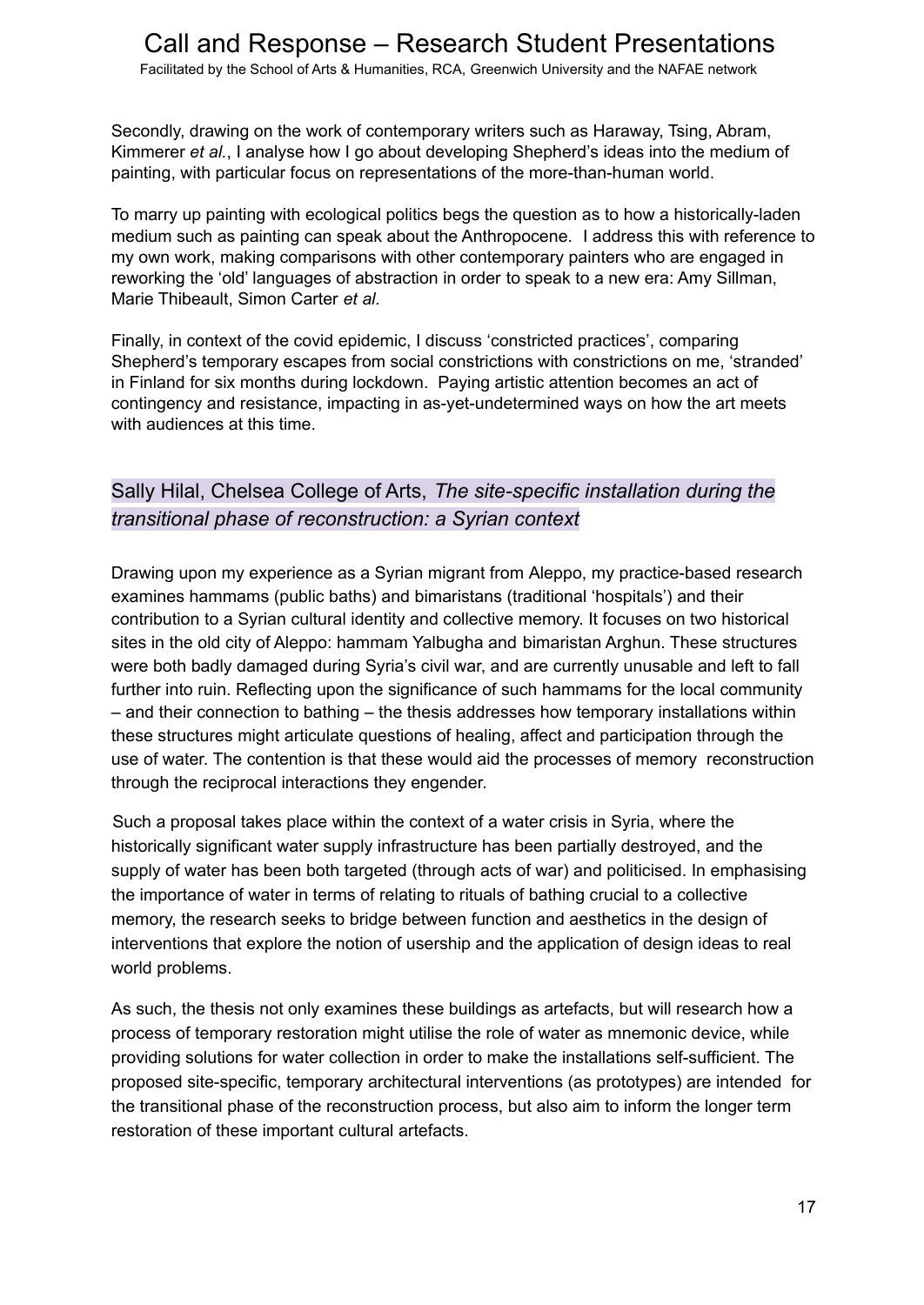Secondly, drawing on the work of contemporary writers such as Haraway, Tsing, Abram, Kimmerer *et al.*, I analyse how I go about developing Shepherd's ideas into the medium of painting, with particular focus on representations of the more-than-human world.

To marry up painting with ecological politics begs the question as to how a historically-laden medium such as painting can speak about the Anthropocene. I address this with reference to my own work, making comparisons with other contemporary painters who are engaged in reworking the 'old' languages of abstraction in order to speak to a new era: Amy Sillman, Marie Thibeault, Simon Carter *et al.*

Finally, in context of the covid epidemic, I discuss 'constricted practices', comparing Shepherd's temporary escapes from social constrictions with constrictions on me, 'stranded' in Finland for six months during lockdown. Paying artistic attention becomes an act of contingency and resistance, impacting in as-yet-undetermined ways on how the art meets with audiences at this time.

## Sally Hilal, Chelsea College of Arts, *The site-specific installation during the transitional phase of reconstruction: a Syrian context*

Drawing upon my experience as a Syrian migrant from Aleppo, my practice-based research examines hammams (public baths) and bimaristans (traditional 'hospitals') and their contribution to a Syrian cultural identity and collective memory. It focuses on two historical sites in the old city of Aleppo: hammam Yalbugha and bimaristan Arghun. These structures were both badly damaged during Syria's civil war, and are currently unusable and left to fall further into ruin. Reflecting upon the significance of such hammams for the local community – and their connection to bathing – the thesis addresses how temporary installations within these structures might articulate questions of healing, affect and participation through the use of water. The contention is that these would aid the processes of memory reconstruction through the reciprocal interactions they engender.

Such a proposal takes place within the context of a water crisis in Syria, where the historically significant water supply infrastructure has been partially destroyed, and the supply of water has been both targeted (through acts of war) and politicised. In emphasising the importance of water in terms of relating to rituals of bathing crucial to a collective memory, the research seeks to bridge between function and aesthetics in the design of interventions that explore the notion of usership and the application of design ideas to real world problems.

As such, the thesis not only examines these buildings as artefacts, but will research how a process of temporary restoration might utilise the role of water as mnemonic device, while providing solutions for water collection in order to make the installations self-sufficient. The proposed site-specific, temporary architectural interventions (as prototypes) are intended for the transitional phase of the reconstruction process, but also aim to inform the longer term restoration of these important cultural artefacts.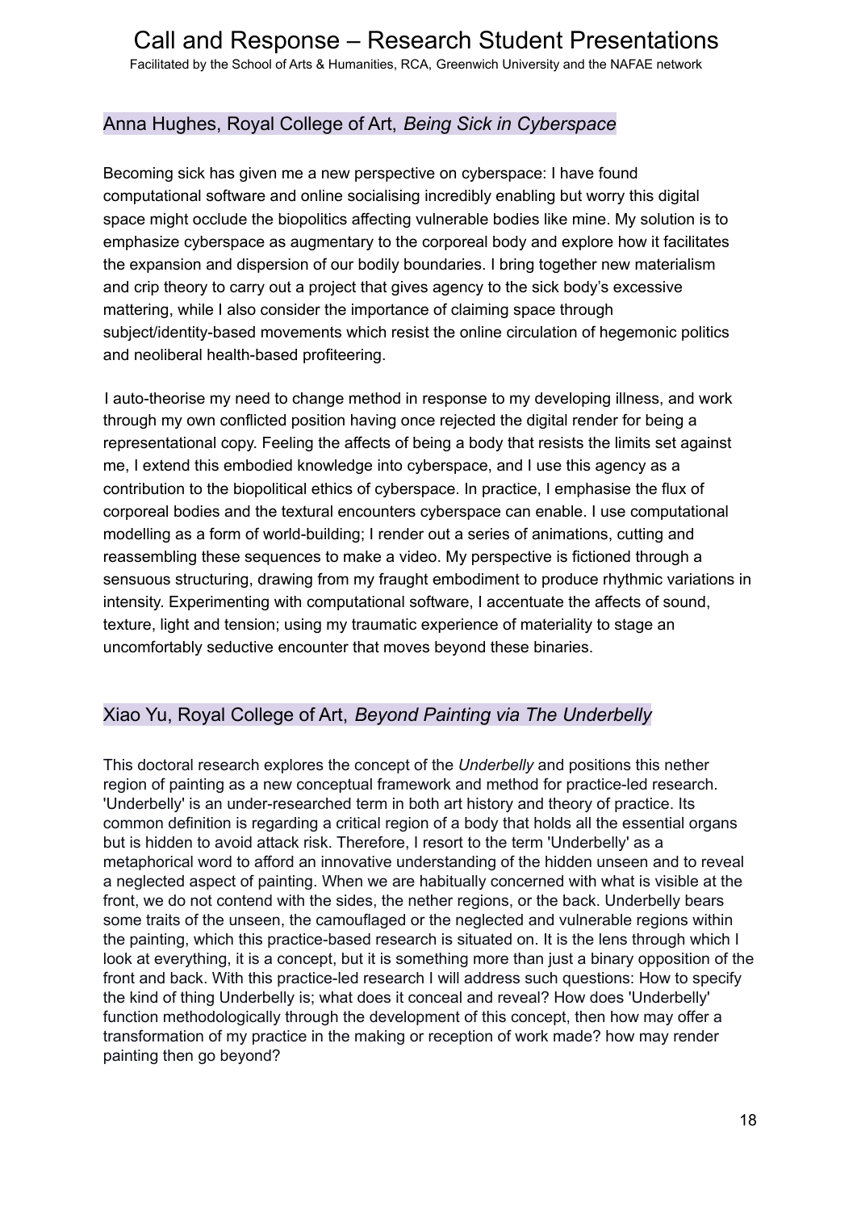## Anna Hughes, Royal College of Art, *Being Sick in Cyberspace*

Becoming sick has given me a new perspective on cyberspace: I have found computational software and online socialising incredibly enabling but worry this digital space might occlude the biopolitics affecting vulnerable bodies like mine. My solution is to emphasize cyberspace as augmentary to the corporeal body and explore how it facilitates the expansion and dispersion of our bodily boundaries. I bring together new materialism and crip theory to carry out a project that gives agency to the sick body's excessive mattering, while I also consider the importance of claiming space through subject/identity-based movements which resist the online circulation of hegemonic politics and neoliberal health-based profiteering.

I auto-theorise my need to change method in response to my developing illness, and work through my own conflicted position having once rejected the digital render for being a representational copy. Feeling the affects of being a body that resists the limits set against me, I extend this embodied knowledge into cyberspace, and I use this agency as a contribution to the biopolitical ethics of cyberspace. In practice, I emphasise the flux of corporeal bodies and the textural encounters cyberspace can enable. I use computational modelling as a form of world-building; I render out a series of animations, cutting and reassembling these sequences to make a video. My perspective is fictioned through a sensuous structuring, drawing from my fraught embodiment to produce rhythmic variations in intensity. Experimenting with computational software, I accentuate the affects of sound, texture, light and tension; using my traumatic experience of materiality to stage an uncomfortably seductive encounter that moves beyond these binaries.

## Xiao Yu, Royal College of Art, *Beyond Painting via The Underbelly*

This doctoral research explores the concept of the *Underbelly* and positions this nether region of painting as a new conceptual framework and method for practice-led research. 'Underbelly' is an under-researched term in both art history and theory of practice. Its common definition is regarding a critical region of a body that holds all the essential organs but is hidden to avoid attack risk. Therefore, I resort to the term 'Underbelly' as a metaphorical word to afford an innovative understanding of the hidden unseen and to reveal a neglected aspect of painting. When we are habitually concerned with what is visible at the front, we do not contend with the sides, the nether regions, or the back. Underbelly bears some traits of the unseen, the camouflaged or the neglected and vulnerable regions within the painting, which this practice-based research is situated on. It is the lens through which I look at everything, it is a concept, but it is something more than just a binary opposition of the front and back. With this practice-led research I will address such questions: How to specify the kind of thing Underbelly is; what does it conceal and reveal? How does 'Underbelly' function methodologically through the development of this concept, then how may offer a transformation of my practice in the making or reception of work made? how may render painting then go beyond?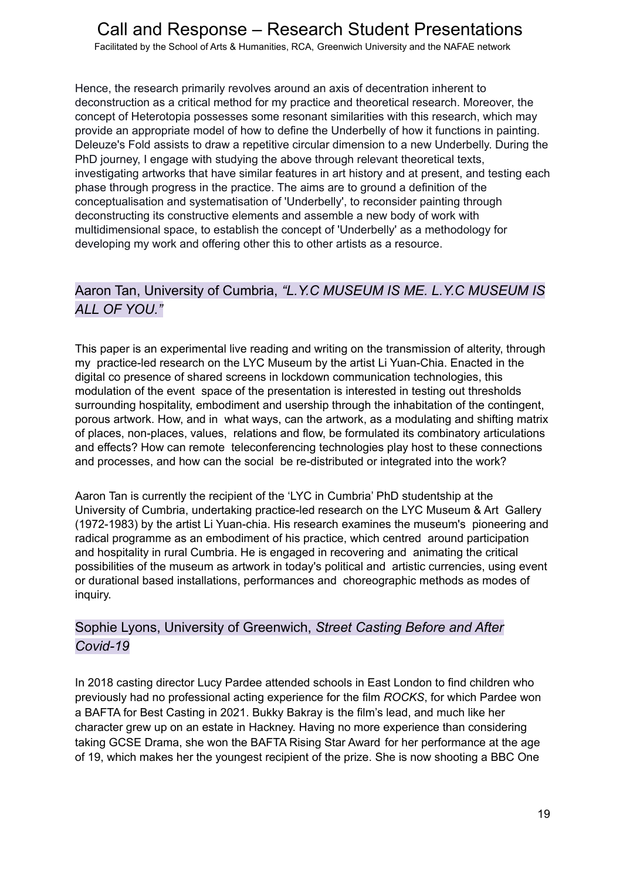Hence, the research primarily revolves around an axis of decentration inherent to deconstruction as a critical method for my practice and theoretical research. Moreover, the concept of Heterotopia possesses some resonant similarities with this research, which may provide an appropriate model of how to define the Underbelly of how it functions in painting. Deleuze's Fold assists to draw a repetitive circular dimension to a new Underbelly. During the PhD journey, I engage with studying the above through relevant theoretical texts, investigating artworks that have similar features in art history and at present, and testing each phase through progress in the practice. The aims are to ground a definition of the conceptualisation and systematisation of 'Underbelly', to reconsider painting through deconstructing its constructive elements and assemble a new body of work with multidimensional space, to establish the concept of 'Underbelly' as a methodology for developing my work and offering other this to other artists as a resource.

## Aaron Tan, University of Cumbria, *"L.Y.C MUSEUM IS ME. L.Y.C MUSEUM IS ALL OF YOU."*

This paper is an experimental live reading and writing on the transmission of alterity, through my practice-led research on the LYC Museum by the artist Li Yuan-Chia. Enacted in the digital co presence of shared screens in lockdown communication technologies, this modulation of the event space of the presentation is interested in testing out thresholds surrounding hospitality, embodiment and usership through the inhabitation of the contingent, porous artwork. How, and in what ways, can the artwork, as a modulating and shifting matrix of places, non-places, values, relations and flow, be formulated its combinatory articulations and effects? How can remote teleconferencing technologies play host to these connections and processes, and how can the social be re-distributed or integrated into the work?

Aaron Tan is currently the recipient of the 'LYC in Cumbria' PhD studentship at the University of Cumbria, undertaking practice-led research on the LYC Museum & Art Gallery (1972-1983) by the artist Li Yuan-chia. His research examines the museum's pioneering and radical programme as an embodiment of his practice, which centred around participation and hospitality in rural Cumbria. He is engaged in recovering and animating the critical possibilities of the museum as artwork in today's political and artistic currencies, using event or durational based installations, performances and choreographic methods as modes of inquiry.

## Sophie Lyons, University of Greenwich, *Street Casting Before and After Covid-19*

In 2018 casting director Lucy Pardee attended schools in East London to find children who previously had no professional acting experience for the film *ROCKS*, for which Pardee won a BAFTA for Best Casting in 2021. Bukky Bakray is the film's lead, and much like her character grew up on an estate in Hackney. Having no more experience than considering taking GCSE Drama, she won the BAFTA Rising Star Award for her performance at the age of 19, which makes her the youngest recipient of the prize. She is now shooting a BBC One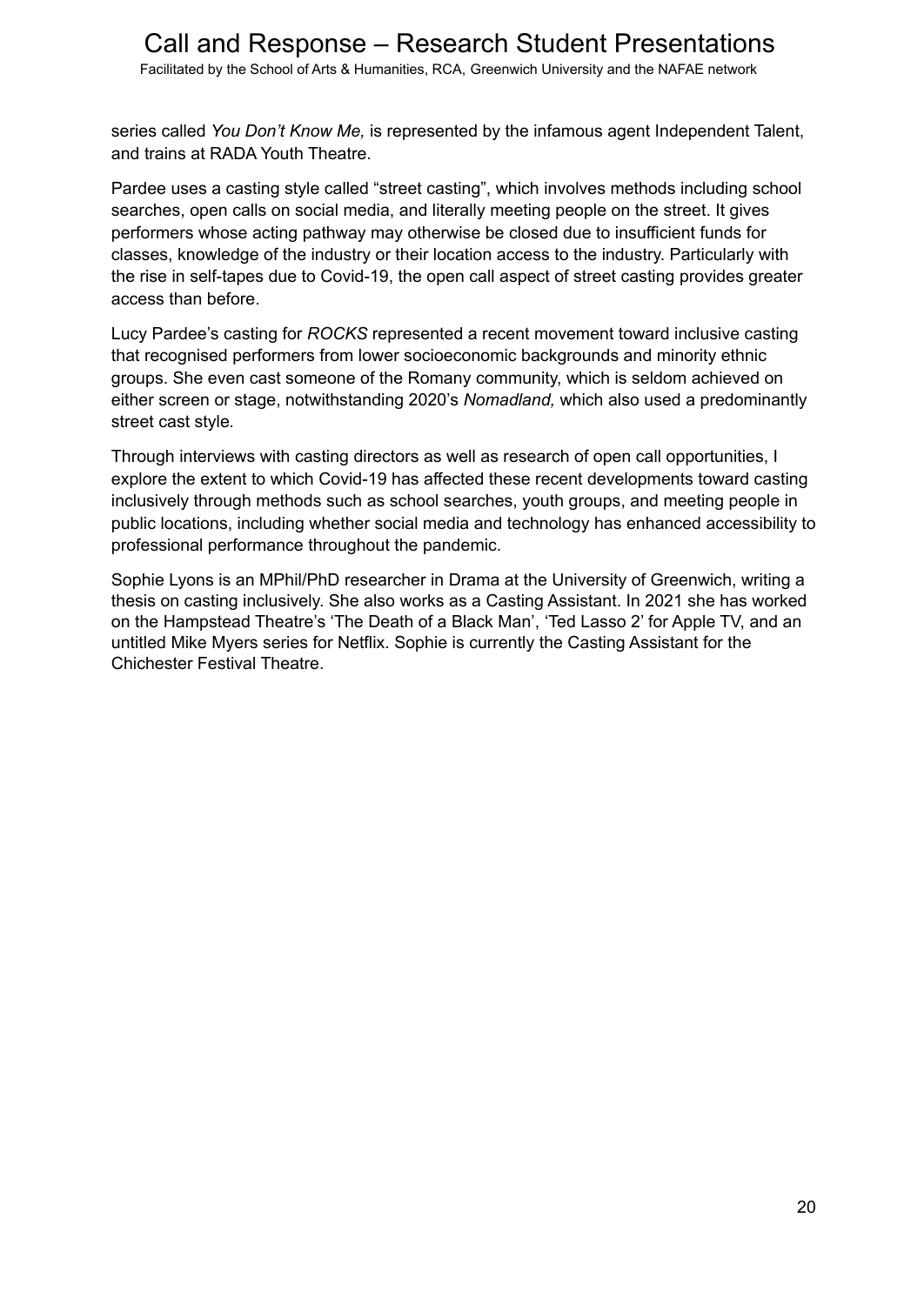series called *You Don't Know Me,* is represented by the infamous agent Independent Talent, and trains at RADA Youth Theatre.

Pardee uses a casting style called "street casting", which involves methods including school searches, open calls on social media, and literally meeting people on the street. It gives performers whose acting pathway may otherwise be closed due to insufficient funds for classes, knowledge of the industry or their location access to the industry. Particularly with the rise in self-tapes due to Covid-19, the open call aspect of street casting provides greater access than before.

Lucy Pardee's casting for *ROCKS* represented a recent movement toward inclusive casting that recognised performers from lower socioeconomic backgrounds and minority ethnic groups. She even cast someone of the Romany community, which is seldom achieved on either screen or stage, notwithstanding 2020's *Nomadland,* which also used a predominantly street cast style.

Through interviews with casting directors as well as research of open call opportunities, I explore the extent to which Covid-19 has affected these recent developments toward casting inclusively through methods such as school searches, youth groups, and meeting people in public locations, including whether social media and technology has enhanced accessibility to professional performance throughout the pandemic.

Sophie Lyons is an MPhil/PhD researcher in Drama at the University of Greenwich, writing a thesis on casting inclusively. She also works as a Casting Assistant. In 2021 she has worked on the Hampstead Theatre's 'The Death of a Black Man', 'Ted Lasso 2' for Apple TV, and an untitled Mike Myers series for Netflix. Sophie is currently the Casting Assistant for the Chichester Festival Theatre.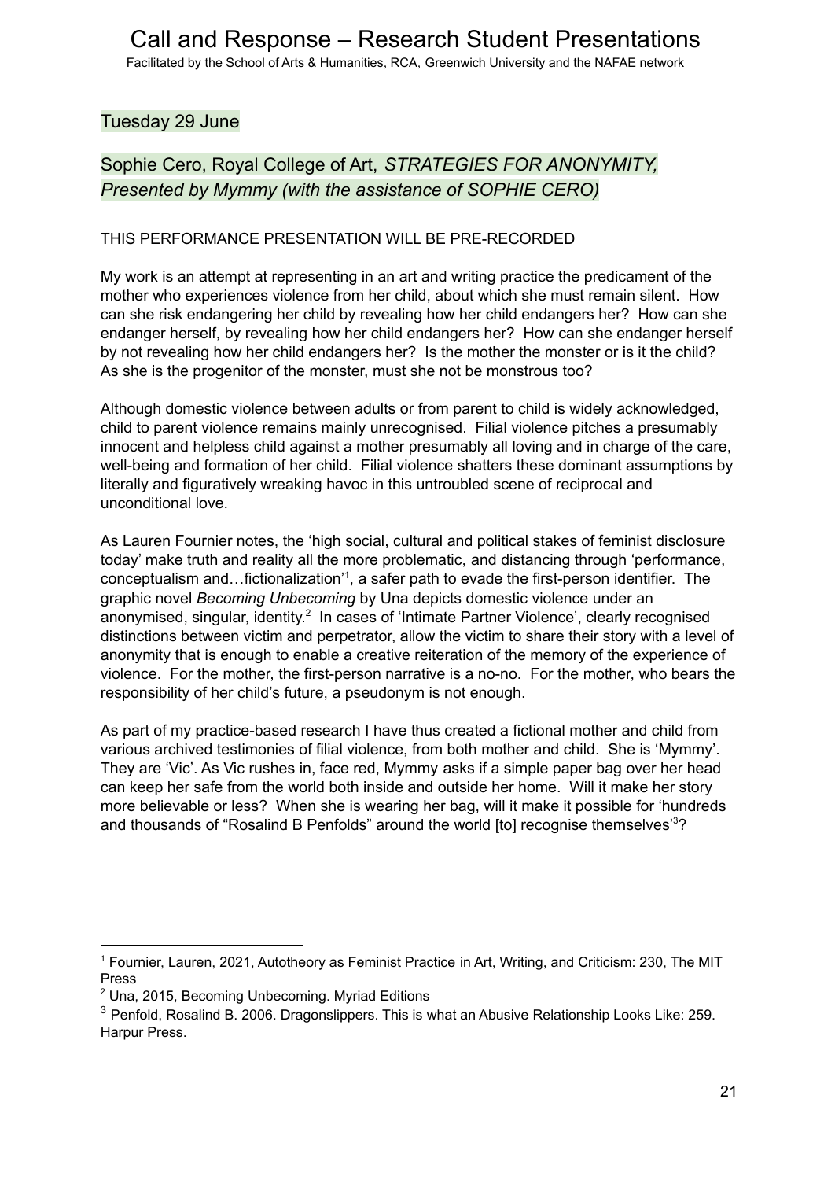Tuesday 29 June

## Sophie Cero, Royal College of Art, *STRATEGIES FOR ANONYMITY, Presented by Mymmy (with the assistance of SOPHIE CERO)*

THIS PERFORMANCE PRESENTATION WILL BE PRE-RECORDED

My work is an attempt at representing in an art and writing practice the predicament of the mother who experiences violence from her child, about which she must remain silent. How can she risk endangering her child by revealing how her child endangers her? How can she endanger herself, by revealing how her child endangers her? How can she endanger herself by not revealing how her child endangers her? Is the mother the monster or is it the child? As she is the progenitor of the monster, must she not be monstrous too?

Although domestic violence between adults or from parent to child is widely acknowledged, child to parent violence remains mainly unrecognised. Filial violence pitches a presumably innocent and helpless child against a mother presumably all loving and in charge of the care, well-being and formation of her child. Filial violence shatters these dominant assumptions by literally and figuratively wreaking havoc in this untroubled scene of reciprocal and unconditional love.

As Lauren Fournier notes, the 'high social, cultural and political stakes of feminist disclosure today' make truth and reality all the more problematic, and distancing through 'performance, conceptualism and…fictionalization'[1], a safer path to evade the first-person identifier. The graphic novel *Becoming Unbecoming* by Una depicts domestic violence under an anonymised, singular, identity.[2] In cases of 'Intimate Partner Violence', clearly recognised distinctions between victim and perpetrator, allow the victim to share their story with a level of anonymity that is enough to enable a creative reiteration of the memory of the experience of violence. For the mother, the first-person narrative is a no-no. For the mother, who bears the responsibility of her child's future, a pseudonym is not enough.

As part of my practice-based research I have thus created a fictional mother and child from various archived testimonies of filial violence, from both mother and child. She is 'Mymmy'. They are 'Vic'. As Vic rushes in, face red, Mymmy asks if a simple paper bag over her head can keep her safe from the world both inside and outside her home. Will it make her story more believable or less? When she is wearing her bag, will it make it possible for 'hundreds and thousands of "Rosalind B Penfolds" around the world [to] recognise themselves'[3]?

---

[1] Fournier, Lauren, 2021, Autotheory as Feminist Practice in Art, Writing, and Criticism: 230, The MIT Press

[2] Una, 2015, Becoming Unbecoming. Myriad Editions

[3] Penfold, Rosalind B. 2006. Dragonslippers. This is what an Abusive Relationship Looks Like: 259. Harpur Press.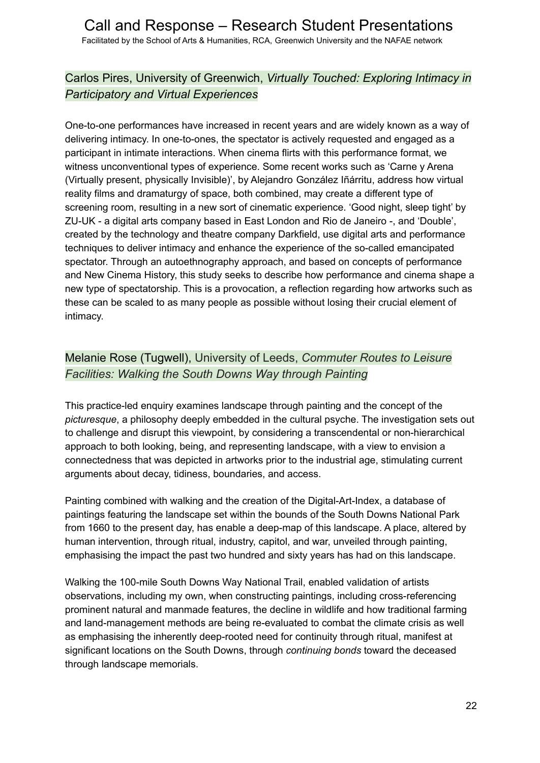## Carlos Pires, University of Greenwich, *Virtually Touched: Exploring Intimacy in Participatory and Virtual Experiences*

One-to-one performances have increased in recent years and are widely known as a way of delivering intimacy. In one-to-ones, the spectator is actively requested and engaged as a participant in intimate interactions. When cinema flirts with this performance format, we witness unconventional types of experience. Some recent works such as 'Carne y Arena (Virtually present, physically Invisible)', by Alejandro González Iñárritu, address how virtual reality films and dramaturgy of space, both combined, may create a different type of screening room, resulting in a new sort of cinematic experience. 'Good night, sleep tight' by ZU-UK - a digital arts company based in East London and Rio de Janeiro -, and 'Double', created by the technology and theatre company Darkfield, use digital arts and performance techniques to deliver intimacy and enhance the experience of the so-called emancipated spectator. Through an autoethnography approach, and based on concepts of performance and New Cinema History, this study seeks to describe how performance and cinema shape a new type of spectatorship. This is a provocation, a reflection regarding how artworks such as these can be scaled to as many people as possible without losing their crucial element of intimacy.

## Melanie Rose (Tugwell), University of Leeds, *Commuter Routes to Leisure Facilities: Walking the South Downs Way through Painting*

This practice-led enquiry examines landscape through painting and the concept of the *picturesque*, a philosophy deeply embedded in the cultural psyche. The investigation sets out to challenge and disrupt this viewpoint, by considering a transcendental or non-hierarchical approach to both looking, being, and representing landscape, with a view to envision a connectedness that was depicted in artworks prior to the industrial age, stimulating current arguments about decay, tidiness, boundaries, and access.

Painting combined with walking and the creation of the Digital-Art-Index, a database of paintings featuring the landscape set within the bounds of the South Downs National Park from 1660 to the present day, has enable a deep-map of this landscape. A place, altered by human intervention, through ritual, industry, capitol, and war, unveiled through painting, emphasising the impact the past two hundred and sixty years has had on this landscape.

Walking the 100-mile South Downs Way National Trail, enabled validation of artists observations, including my own, when constructing paintings, including cross-referencing prominent natural and manmade features, the decline in wildlife and how traditional farming and land-management methods are being re-evaluated to combat the climate crisis as well as emphasising the inherently deep-rooted need for continuity through ritual, manifest at significant locations on the South Downs, through *continuing bonds* toward the deceased through landscape memorials.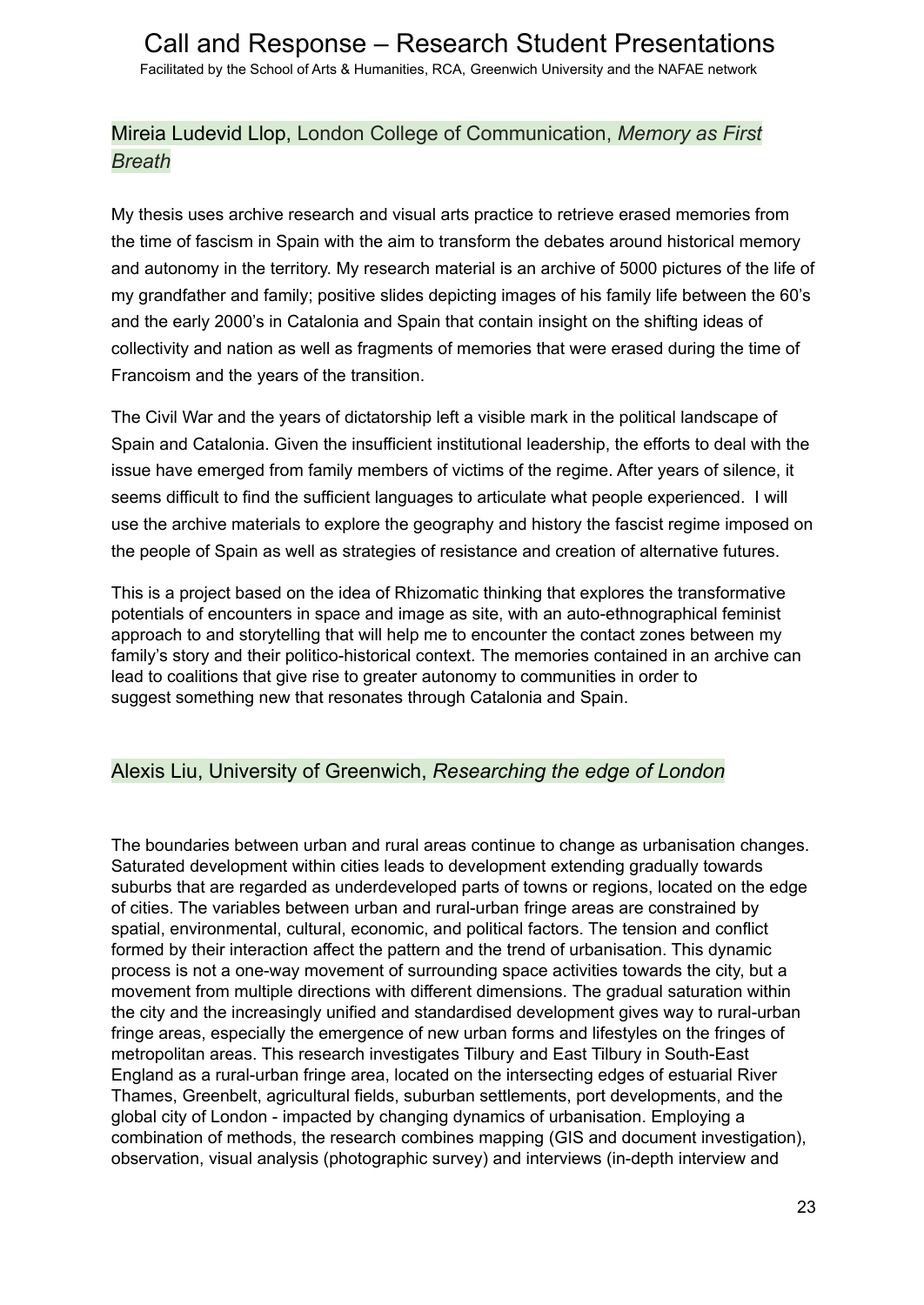## Mireia Ludevid Llop, London College of Communication, *Memory as First Breath*

My thesis uses archive research and visual arts practice to retrieve erased memories from the time of fascism in Spain with the aim to transform the debates around historical memory and autonomy in the territory. My research material is an archive of 5000 pictures of the life of my grandfather and family; positive slides depicting images of his family life between the 60's and the early 2000's in Catalonia and Spain that contain insight on the shifting ideas of collectivity and nation as well as fragments of memories that were erased during the time of Francoism and the years of the transition.

The Civil War and the years of dictatorship left a visible mark in the political landscape of Spain and Catalonia. Given the insufficient institutional leadership, the efforts to deal with the issue have emerged from family members of victims of the regime. After years of silence, it seems difficult to find the sufficient languages to articulate what people experienced. I will use the archive materials to explore the geography and history the fascist regime imposed on the people of Spain as well as strategies of resistance and creation of alternative futures.

This is a project based on the idea of Rhizomatic thinking that explores the transformative potentials of encounters in space and image as site, with an auto-ethnographical feminist approach to and storytelling that will help me to encounter the contact zones between my family's story and their politico-historical context. The memories contained in an archive can lead to coalitions that give rise to greater autonomy to communities in order to suggest something new that resonates through Catalonia and Spain.

## Alexis Liu, University of Greenwich, *Researching the edge of London*

The boundaries between urban and rural areas continue to change as urbanisation changes. Saturated development within cities leads to development extending gradually towards suburbs that are regarded as underdeveloped parts of towns or regions, located on the edge of cities. The variables between urban and rural-urban fringe areas are constrained by spatial, environmental, cultural, economic, and political factors. The tension and conflict formed by their interaction affect the pattern and the trend of urbanisation. This dynamic process is not a one-way movement of surrounding space activities towards the city, but a movement from multiple directions with different dimensions. The gradual saturation within the city and the increasingly unified and standardised development gives way to rural-urban fringe areas, especially the emergence of new urban forms and lifestyles on the fringes of metropolitan areas. This research investigates Tilbury and East Tilbury in South-East England as a rural-urban fringe area, located on the intersecting edges of estuarial River Thames, Greenbelt, agricultural fields, suburban settlements, port developments, and the global city of London - impacted by changing dynamics of urbanisation. Employing a combination of methods, the research combines mapping (GIS and document investigation), observation, visual analysis (photographic survey) and interviews (in-depth interview and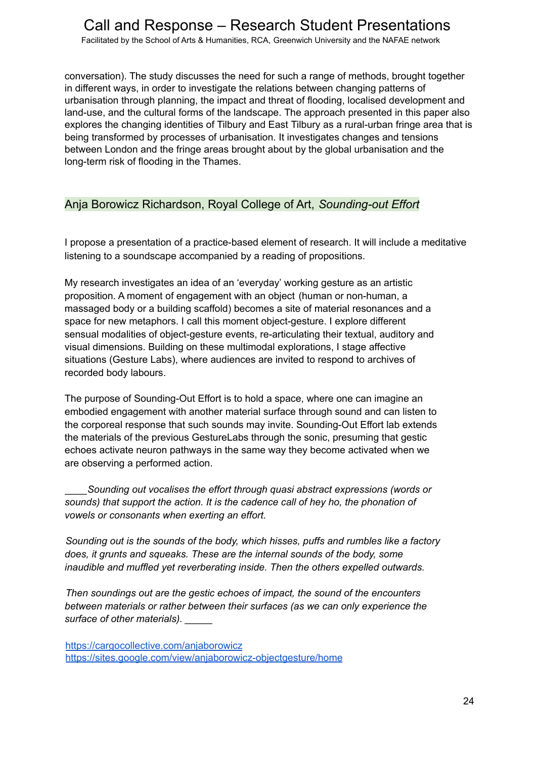conversation). The study discusses the need for such a range of methods, brought together in different ways, in order to investigate the relations between changing patterns of urbanisation through planning, the impact and threat of flooding, localised development and land-use, and the cultural forms of the landscape. The approach presented in this paper also explores the changing identities of Tilbury and East Tilbury as a rural-urban fringe area that is being transformed by processes of urbanisation. It investigates changes and tensions between London and the fringe areas brought about by the global urbanisation and the long-term risk of flooding in the Thames.

## Anja Borowicz Richardson, Royal College of Art, *Sounding-out Effort*

I propose a presentation of a practice-based element of research. It will include a meditative listening to a soundscape accompanied by a reading of propositions.

My research investigates an idea of an 'everyday' working gesture as an artistic proposition. A moment of engagement with an object (human or non-human, a massaged body or a building scaffold) becomes a site of material resonances and a space for new metaphors. I call this moment object-gesture. I explore different sensual modalities of object-gesture events, re-articulating their textual, auditory and visual dimensions. Building on these multimodal explorations, I stage affective situations (Gesture Labs), where audiences are invited to respond to archives of recorded body labours.

The purpose of Sounding-Out Effort is to hold a space, where one can imagine an embodied engagement with another material surface through sound and can listen to the corporeal response that such sounds may invite. Sounding-Out Effort lab extends the materials of the previous GestureLabs through the sonic, presuming that gestic echoes activate neuron pathways in the same way they become activated when we are observing a performed action.

____*Sounding out vocalises the effort through quasi abstract expressions (words or sounds) that support the action. It is the cadence call of hey ho, the phonation of vowels or consonants when exerting an effort.*

*Sounding out is the sounds of the body, which hisses, puffs and rumbles like a factory does, it grunts and squeaks. These are the internal sounds of the body, some inaudible and muffled yet reverberating inside. Then the others expelled outwards.*

*Then soundings out are the gestic echoes of impact, the sound of the encounters between materials or rather between their surfaces (as we can only experience the surface of other materials).* _____

https://cargocollective.com/anjaborowicz
https://sites.google.com/view/anjaborowicz-objectgesture/home